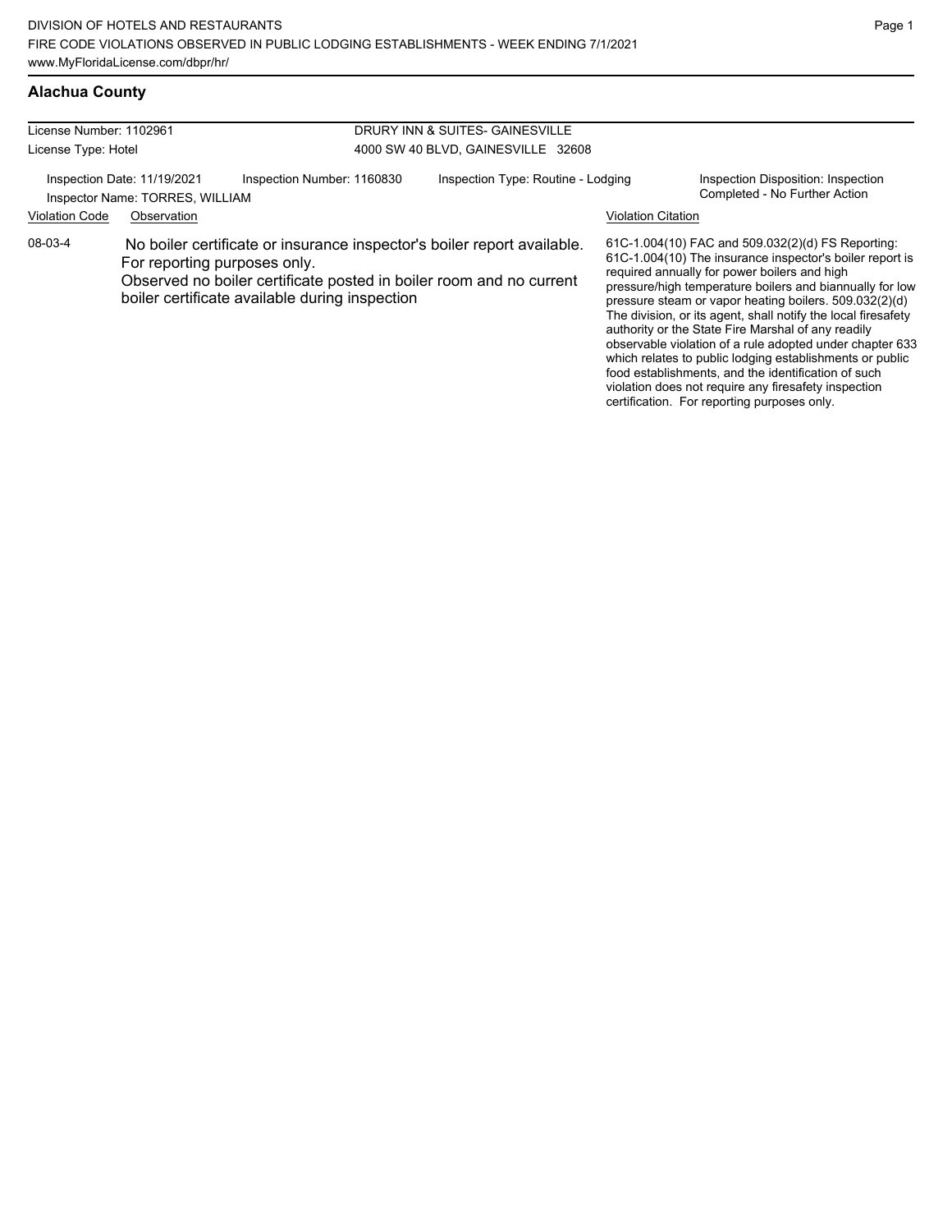DIVISION OF HOTELS AND RESTAURANTS
FIRE CODE VIOLATIONS OBSERVED IN PUBLIC LODGING ESTABLISHMENTS - WEEK ENDING 7/1/2021
www.MyFloridaLicense.com/dbpr/hr/

## Alachua County

License Number: 1102961
License Type: Hotel

DRURY INN & SUITES- GAINESVILLE
4000 SW 40 BLVD, GAINESVILLE 32608

Inspection Date: 11/19/2021
Inspector Name: TORRES, WILLIAM
Inspection Number: 1160830
Inspection Type: Routine - Lodging
Inspection Disposition: Inspection Completed - No Further Action

| Violation Code | Observation | Violation Citation |
|---|---|---|
| 08-03-4 | No boiler certificate or insurance inspector's boiler report available. For reporting purposes only. Observed no boiler certificate posted in boiler room and no current boiler certificate available during inspection | 61C-1.004(10) FAC and 509.032(2)(d) FS Reporting: 61C-1.004(10) The insurance inspector's boiler report is required annually for power boilers and high pressure/high temperature boilers and biannually for low pressure steam or vapor heating boilers. 509.032(2)(d) The division, or its agent, shall notify the local firesafety authority or the State Fire Marshal of any readily observable violation of a rule adopted under chapter 633 which relates to public lodging establishments or public food establishments, and the identification of such violation does not require any firesafety inspection certification. For reporting purposes only. |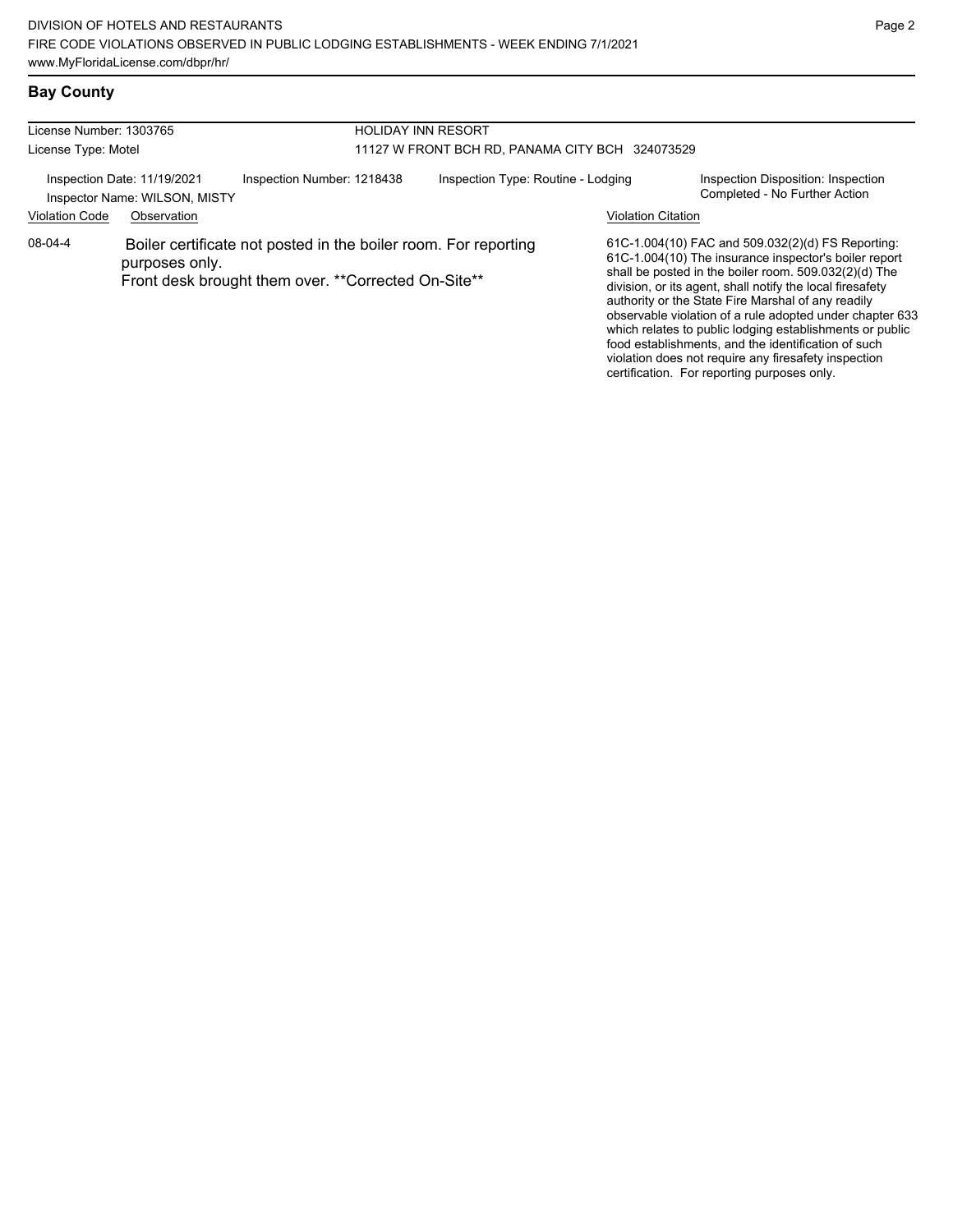## Bay County

| License Number: 1303765 | HOLIDAY INN RESORT |
|---|---|
| License Type: Motel | 11127 W FRONT BCH RD, PANAMA CITY BCH 324073529 |

| Inspection Date: 11/19/2021 | Inspection Number: 1218438 | Inspection Type: Routine - Lodging | Inspection Disposition: Inspection Completed - No Further Action |
|---|---|---|---|
| Inspector Name: WILSON, MISTY | | | |

| Violation Code | Observation | Violation Citation |
|---|---|---|
| 08-04-4 | Boiler certificate not posted in the boiler room. For reporting purposes only. Front desk brought them over. **Corrected On-Site** | 61C-1.004(10) FAC and 509.032(2)(d) FS Reporting: 61C-1.004(10) The insurance inspector's boiler report shall be posted in the boiler room. 509.032(2)(d) The division, or its agent, shall notify the local firesafety authority or the State Fire Marshal of any readily observable violation of a rule adopted under chapter 633 which relates to public lodging establishments or public food establishments, and the identification of such violation does not require any firesafety inspection certification. For reporting purposes only. |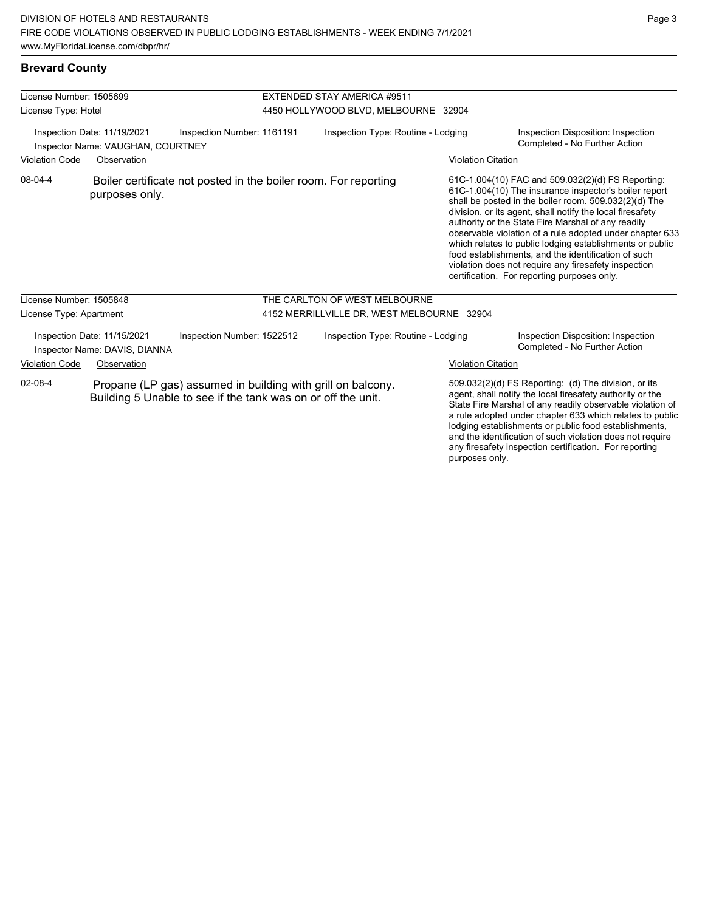## Brevard County

**License Number:** 1505699
**License Type:** Hotel

**EXTENDED STAY AMERICA #9511**
4450 HOLLYWOOD BLVD, MELBOURNE 32904

Inspection Date: 11/19/2021 | Inspection Number: 1161191 | Inspection Type: Routine - Lodging | Inspection Disposition: Inspection Completed - No Further Action

Inspector Name: VAUGHAN, COURTNEY

| Violation Code | Observation | Violation Citation |
|---|---|---|
| 08-04-4 | Boiler certificate not posted in the boiler room. For reporting purposes only. | 61C-1.004(10) FAC and 509.032(2)(d) FS Reporting: 61C-1.004(10) The insurance inspector's boiler report shall be posted in the boiler room. 509.032(2)(d) The division, or its agent, shall notify the local firesafety authority or the State Fire Marshal of any readily observable violation of a rule adopted under chapter 633 which relates to public lodging establishments or public food establishments, and the identification of such violation does not require any firesafety inspection certification. For reporting purposes only. |

**License Number:** 1505848
**License Type:** Apartment

**THE CARLTON OF WEST MELBOURNE**
4152 MERRILLVILLE DR, WEST MELBOURNE 32904

Inspection Date: 11/15/2021 | Inspection Number: 1522512 | Inspection Type: Routine - Lodging | Inspection Disposition: Inspection Completed - No Further Action

Inspector Name: DAVIS, DIANNA

| Violation Code | Observation | Violation Citation |
|---|---|---|
| 02-08-4 | Propane (LP gas) assumed in building with grill on balcony. Building 5 Unable to see if the tank was on or off the unit. | 509.032(2)(d) FS Reporting: (d) The division, or its agent, shall notify the local firesafety authority or the State Fire Marshal of any readily observable violation of a rule adopted under chapter 633 which relates to public lodging establishments or public food establishments, and the identification of such violation does not require any firesafety inspection certification. For reporting purposes only. |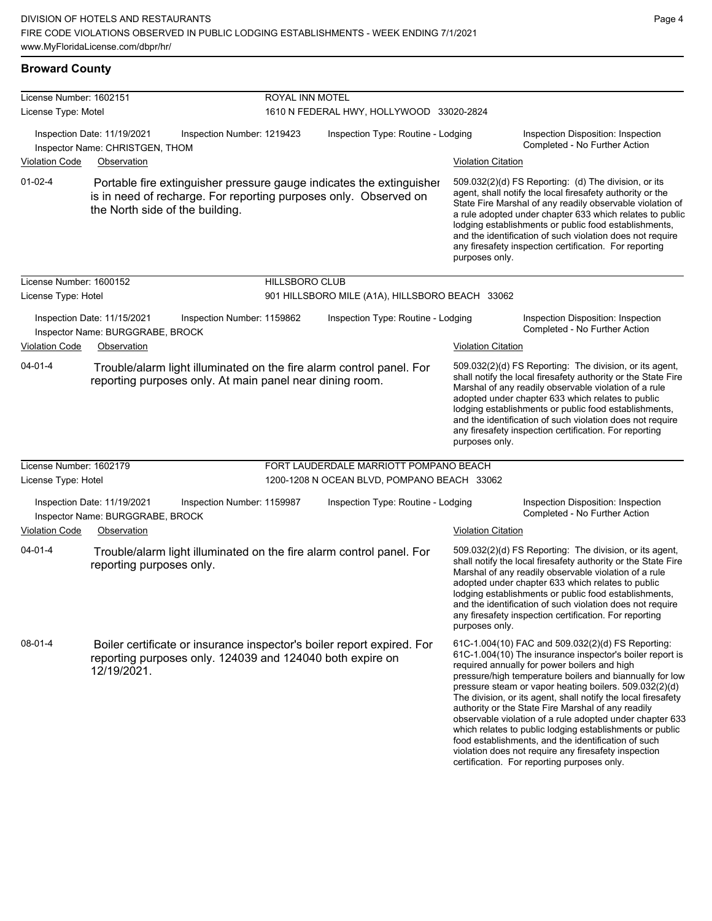## Broward County

| License Number: 1602151 | ROYAL INN MOTEL |
|---|---|
| License Type: Motel | 1610 N FEDERAL HWY, HOLLYWOOD 33020-2824 |

Inspection Date: 11/19/2021 | Inspection Number: 1219423 | Inspection Type: Routine - Lodging | Inspection Disposition: Inspection Completed - No Further Action

Inspector Name: CHRISTGEN, THOM

| Violation Code | Observation | Violation Citation |
|---|---|---|
| 01-02-4 | Portable fire extinguisher pressure gauge indicates the extinguisher is in need of recharge. For reporting purposes only. Observed on the North side of the building. | 509.032(2)(d) FS Reporting: (d) The division, or its agent, shall notify the local firesafety authority or the State Fire Marshal of any readily observable violation of a rule adopted under chapter 633 which relates to public lodging establishments or public food establishments, and the identification of such violation does not require any firesafety inspection certification. For reporting purposes only. |

| License Number: 1600152 | HILLSBORO CLUB |
|---|---|
| License Type: Hotel | 901 HILLSBORO MILE (A1A), HILLSBORO BEACH 33062 |

Inspection Date: 11/15/2021 | Inspection Number: 1159862 | Inspection Type: Routine - Lodging | Inspection Disposition: Inspection Completed - No Further Action

Inspector Name: BURGGRABE, BROCK

| Violation Code | Observation | Violation Citation |
|---|---|---|
| 04-01-4 | Trouble/alarm light illuminated on the fire alarm control panel. For reporting purposes only. At main panel near dining room. | 509.032(2)(d) FS Reporting: The division, or its agent, shall notify the local firesafety authority or the State Fire Marshal of any readily observable violation of a rule adopted under chapter 633 which relates to public lodging establishments or public food establishments, and the identification of such violation does not require any firesafety inspection certification. For reporting purposes only. |

| License Number: 1602179 | FORT LAUDERDALE MARRIOTT POMPANO BEACH |
|---|---|
| License Type: Hotel | 1200-1208 N OCEAN BLVD, POMPANO BEACH 33062 |

Inspection Date: 11/19/2021 | Inspection Number: 1159987 | Inspection Type: Routine - Lodging | Inspection Disposition: Inspection Completed - No Further Action

Inspector Name: BURGGRABE, BROCK

| Violation Code | Observation | Violation Citation |
|---|---|---|
| 04-01-4 | Trouble/alarm light illuminated on the fire alarm control panel. For reporting purposes only. | 509.032(2)(d) FS Reporting: The division, or its agent, shall notify the local firesafety authority or the State Fire Marshal of any readily observable violation of a rule adopted under chapter 633 which relates to public lodging establishments or public food establishments, and the identification of such violation does not require any firesafety inspection certification. For reporting purposes only. |
| 08-01-4 | Boiler certificate or insurance inspector's boiler report expired. For reporting purposes only. 124039 and 124040 both expire on 12/19/2021. | 61C-1.004(10) FAC and 509.032(2)(d) FS Reporting: 61C-1.004(10) The insurance inspector's boiler report is required annually for power boilers and high pressure/high temperature boilers and biannually for low pressure steam or vapor heating boilers. 509.032(2)(d) The division, or its agent, shall notify the local firesafety authority or the State Fire Marshal of any readily observable violation of a rule adopted under chapter 633 which relates to public lodging establishments or public food establishments, and the identification of such violation does not require any firesafety inspection certification. For reporting purposes only. |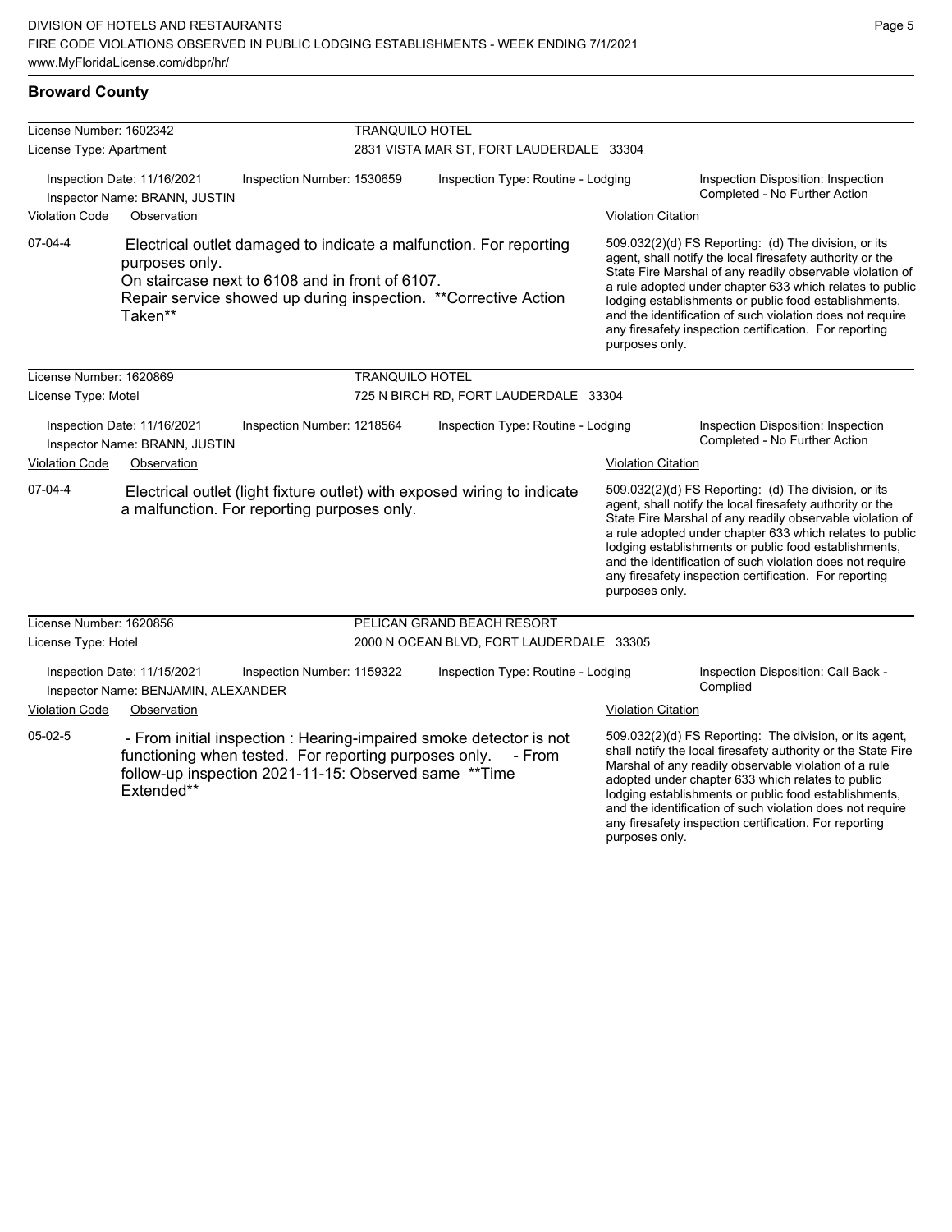## Broward County

**License Number:** 1602342 — **TRANQUILO HOTEL**
**License Type:** Apartment — 2831 VISTA MAR ST, FORT LAUDERDALE 33304

Inspection Date: 11/16/2021 | Inspection Number: 1530659 | Inspection Type: Routine - Lodging | Inspection Disposition: Inspection Completed - No Further Action
Inspector Name: BRANN, JUSTIN

| Violation Code | Observation | Violation Citation |
|---|---|---|
| 07-04-4 | Electrical outlet damaged to indicate a malfunction. For reporting purposes only. On staircase next to 6108 and in front of 6107. Repair service showed up during inspection. **Corrective Action Taken** | 509.032(2)(d) FS Reporting: (d) The division, or its agent, shall notify the local firesafety authority or the State Fire Marshal of any readily observable violation of a rule adopted under chapter 633 which relates to public lodging establishments or public food establishments, and the identification of such violation does not require any firesafety inspection certification. For reporting purposes only. |

**License Number:** 1620869 — **TRANQUILO HOTEL**
**License Type:** Motel — 725 N BIRCH RD, FORT LAUDERDALE 33304

Inspection Date: 11/16/2021 | Inspection Number: 1218564 | Inspection Type: Routine - Lodging | Inspection Disposition: Inspection Completed - No Further Action
Inspector Name: BRANN, JUSTIN

| Violation Code | Observation | Violation Citation |
|---|---|---|
| 07-04-4 | Electrical outlet (light fixture outlet) with exposed wiring to indicate a malfunction. For reporting purposes only. | 509.032(2)(d) FS Reporting: (d) The division, or its agent, shall notify the local firesafety authority or the State Fire Marshal of any readily observable violation of a rule adopted under chapter 633 which relates to public lodging establishments or public food establishments, and the identification of such violation does not require any firesafety inspection certification. For reporting purposes only. |

**License Number:** 1620856 — **PELICAN GRAND BEACH RESORT**
**License Type:** Hotel — 2000 N OCEAN BLVD, FORT LAUDERDALE 33305

Inspection Date: 11/15/2021 | Inspection Number: 1159322 | Inspection Type: Routine - Lodging | Inspection Disposition: Call Back - Complied
Inspector Name: BENJAMIN, ALEXANDER

| Violation Code | Observation | Violation Citation |
|---|---|---|
| 05-02-5 | - From initial inspection : Hearing-impaired smoke detector is not functioning when tested. For reporting purposes only. - From follow-up inspection 2021-11-15: Observed same **Time Extended** | 509.032(2)(d) FS Reporting: The division, or its agent, shall notify the local firesafety authority or the State Fire Marshal of any readily observable violation of a rule adopted under chapter 633 which relates to public lodging establishments or public food establishments, and the identification of such violation does not require any firesafety inspection certification. For reporting purposes only. |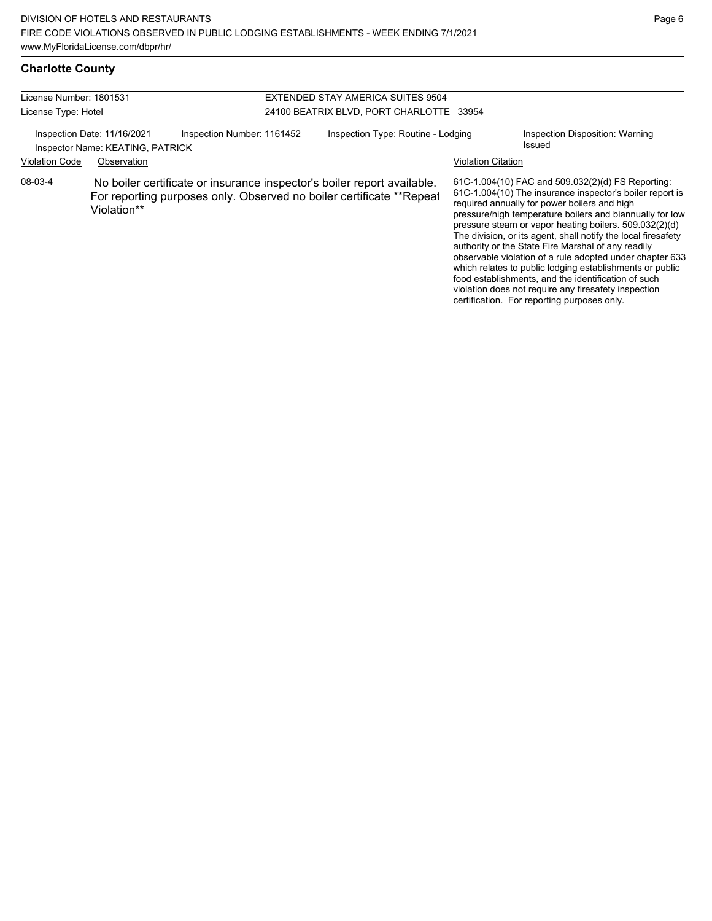## Charlotte County

| License Number: 1801531 | EXTENDED STAY AMERICA SUITES 9504 |
|---|---|
| License Type: Hotel | 24100 BEATRIX BLVD, PORT CHARLOTTE 33954 |

| Inspection Date: 11/16/2021 | Inspection Number: 1161452 | Inspection Type: Routine - Lodging | Inspection Disposition: Warning Issued |
|---|---|---|---|
| Inspector Name: KEATING, PATRICK | | | |

| Violation Code | Observation | Violation Citation |
|---|---|---|
| 08-03-4 | No boiler certificate or insurance inspector's boiler report available. For reporting purposes only. Observed no boiler certificate **Repeat Violation** | 61C-1.004(10) FAC and 509.032(2)(d) FS Reporting: 61C-1.004(10) The insurance inspector's boiler report is required annually for power boilers and high pressure/high temperature boilers and biannually for low pressure steam or vapor heating boilers. 509.032(2)(d) The division, or its agent, shall notify the local firesafety authority or the State Fire Marshal of any readily observable violation of a rule adopted under chapter 633 which relates to public lodging establishments or public food establishments, and the identification of such violation does not require any firesafety inspection certification. For reporting purposes only. |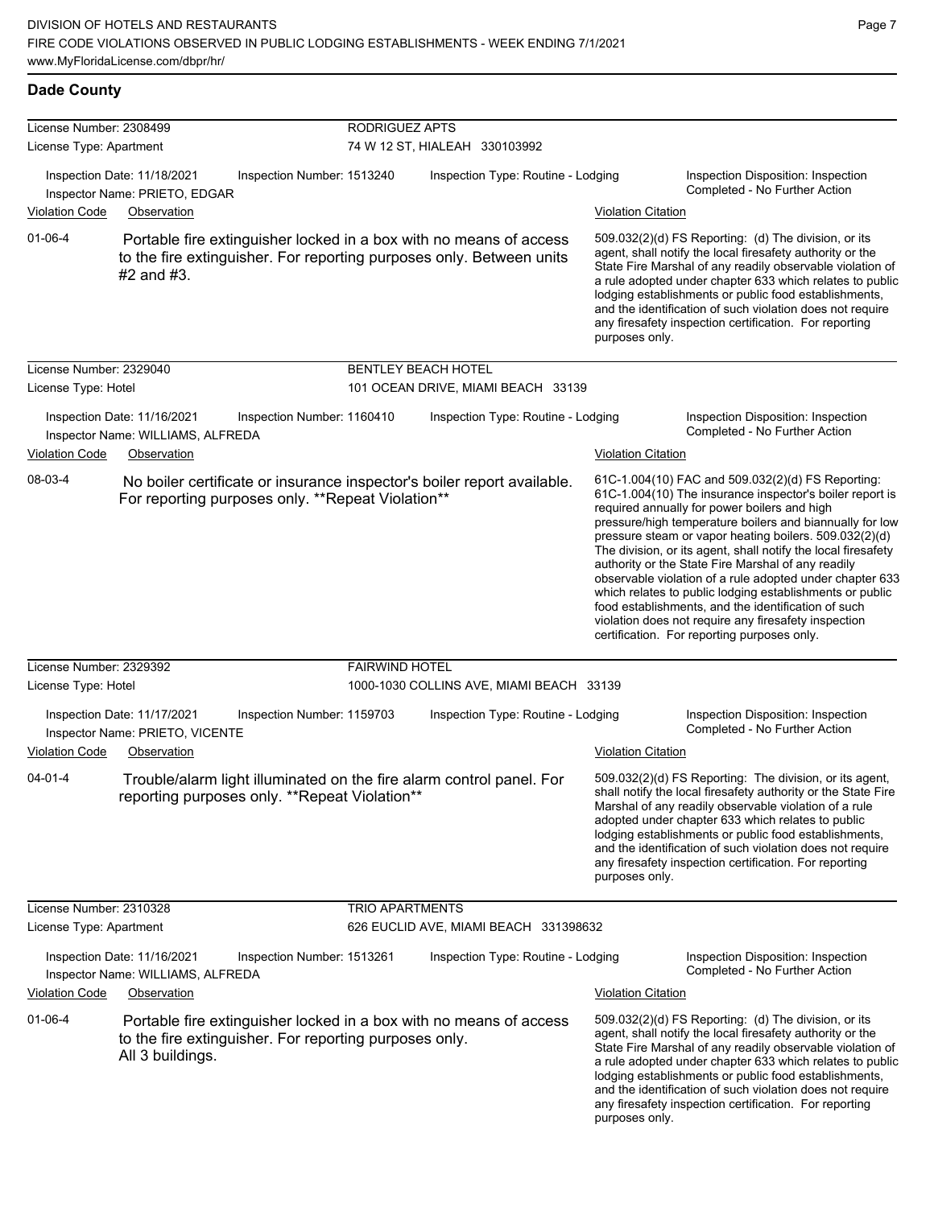## Dade County

**License Number:** 2308499 — **RODRIGUEZ APTS**
**License Type:** Apartment — 74 W 12 ST, HIALEAH 330103992

Inspection Date: 11/18/2021 | Inspection Number: 1513240 | Inspection Type: Routine - Lodging | Inspection Disposition: Inspection Completed - No Further Action
Inspector Name: PRIETO, EDGAR

| Violation Code | Observation | Violation Citation |
|---|---|---|
| 01-06-4 | Portable fire extinguisher locked in a box with no means of access to the fire extinguisher. For reporting purposes only. Between units #2 and #3. | 509.032(2)(d) FS Reporting: (d) The division, or its agent, shall notify the local firesafety authority or the State Fire Marshal of any readily observable violation of a rule adopted under chapter 633 which relates to public lodging establishments or public food establishments, and the identification of such violation does not require any firesafety inspection certification. For reporting purposes only. |

**License Number:** 2329040 — **BENTLEY BEACH HOTEL**
**License Type:** Hotel — 101 OCEAN DRIVE, MIAMI BEACH 33139

Inspection Date: 11/16/2021 | Inspection Number: 1160410 | Inspection Type: Routine - Lodging | Inspection Disposition: Inspection Completed - No Further Action
Inspector Name: WILLIAMS, ALFREDA

| Violation Code | Observation | Violation Citation |
|---|---|---|
| 08-03-4 | No boiler certificate or insurance inspector's boiler report available. For reporting purposes only. **Repeat Violation** | 61C-1.004(10) FAC and 509.032(2)(d) FS Reporting: 61C-1.004(10) The insurance inspector's boiler report is required annually for power boilers and high pressure/high temperature boilers and biannually for low pressure steam or vapor heating boilers. 509.032(2)(d) The division, or its agent, shall notify the local firesafety authority or the State Fire Marshal of any readily observable violation of a rule adopted under chapter 633 which relates to public lodging establishments or public food establishments, and the identification of such violation does not require any firesafety inspection certification. For reporting purposes only. |

**License Number:** 2329392 — **FAIRWIND HOTEL**
**License Type:** Hotel — 1000-1030 COLLINS AVE, MIAMI BEACH 33139

Inspection Date: 11/17/2021 | Inspection Number: 1159703 | Inspection Type: Routine - Lodging | Inspection Disposition: Inspection Completed - No Further Action
Inspector Name: PRIETO, VICENTE

| Violation Code | Observation | Violation Citation |
|---|---|---|
| 04-01-4 | Trouble/alarm light illuminated on the fire alarm control panel. For reporting purposes only. **Repeat Violation** | 509.032(2)(d) FS Reporting: The division, or its agent, shall notify the local firesafety authority or the State Fire Marshal of any readily observable violation of a rule adopted under chapter 633 which relates to public lodging establishments or public food establishments, and the identification of such violation does not require any firesafety inspection certification. For reporting purposes only. |

**License Number:** 2310328 — **TRIO APARTMENTS**
**License Type:** Apartment — 626 EUCLID AVE, MIAMI BEACH 331398632

Inspection Date: 11/16/2021 | Inspection Number: 1513261 | Inspection Type: Routine - Lodging | Inspection Disposition: Inspection Completed - No Further Action
Inspector Name: WILLIAMS, ALFREDA

| Violation Code | Observation | Violation Citation |
|---|---|---|
| 01-06-4 | Portable fire extinguisher locked in a box with no means of access to the fire extinguisher. For reporting purposes only. All 3 buildings. | 509.032(2)(d) FS Reporting: (d) The division, or its agent, shall notify the local firesafety authority or the State Fire Marshal of any readily observable violation of a rule adopted under chapter 633 which relates to public lodging establishments or public food establishments, and the identification of such violation does not require any firesafety inspection certification. For reporting purposes only. |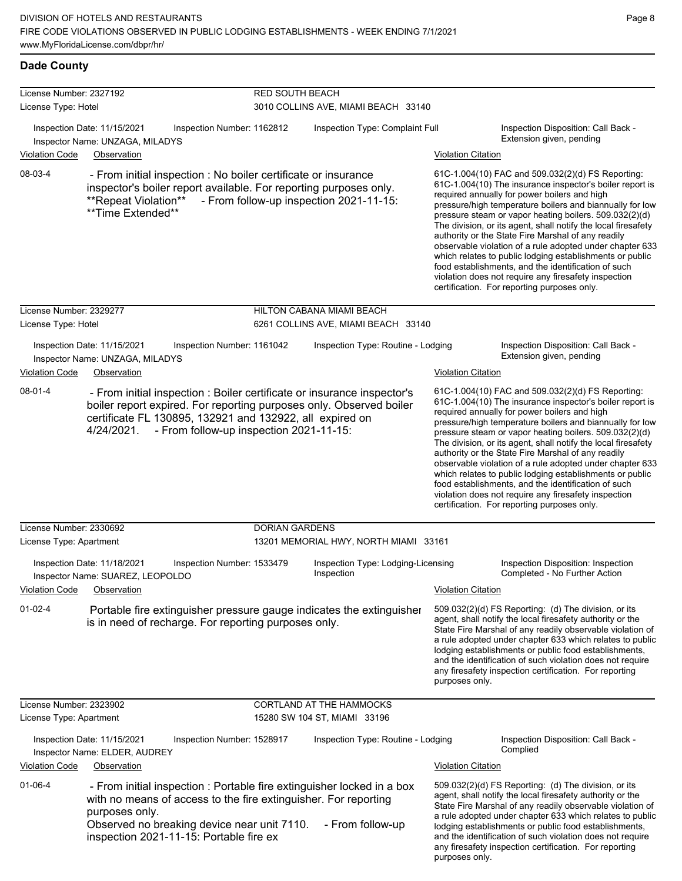DIVISION OF HOTELS AND RESTAURANTS
FIRE CODE VIOLATIONS OBSERVED IN PUBLIC LODGING ESTABLISHMENTS - WEEK ENDING 7/1/2021
www.MyFloridaLicense.com/dbpr/hr/

## Dade County

**License Number:** 2327192 — **RED SOUTH BEACH**
**License Type:** Hotel — 3010 COLLINS AVE, MIAMI BEACH 33140

Inspection Date: 11/15/2021 | Inspection Number: 1162812 | Inspection Type: Complaint Full | Inspection Disposition: Call Back - Extension given, pending
Inspector Name: UNZAGA, MILADYS

| Violation Code | Observation | Violation Citation |
|---|---|---|
| 08-03-4 | - From initial inspection : No boiler certificate or insurance inspector's boiler report available. For reporting purposes only. **Repeat Violation** - From follow-up inspection 2021-11-15: **Time Extended** | 61C-1.004(10) FAC and 509.032(2)(d) FS Reporting: 61C-1.004(10) The insurance inspector's boiler report is required annually for power boilers and high pressure/high temperature boilers and biannually for low pressure steam or vapor heating boilers. 509.032(2)(d) The division, or its agent, shall notify the local firesafety authority or the State Fire Marshal of any readily observable violation of a rule adopted under chapter 633 which relates to public lodging establishments or public food establishments, and the identification of such violation does not require any firesafety inspection certification. For reporting purposes only. |

**License Number:** 2329277 — **HILTON CABANA MIAMI BEACH**
**License Type:** Hotel — 6261 COLLINS AVE, MIAMI BEACH 33140

Inspection Date: 11/15/2021 | Inspection Number: 1161042 | Inspection Type: Routine - Lodging | Inspection Disposition: Call Back - Extension given, pending
Inspector Name: UNZAGA, MILADYS

| Violation Code | Observation | Violation Citation |
|---|---|---|
| 08-01-4 | - From initial inspection : Boiler certificate or insurance inspector's boiler report expired. For reporting purposes only. Observed boiler certificate FL 130895, 132921 and 132922, all expired on 4/24/2021. - From follow-up inspection 2021-11-15: | 61C-1.004(10) FAC and 509.032(2)(d) FS Reporting: 61C-1.004(10) The insurance inspector's boiler report is required annually for power boilers and high pressure/high temperature boilers and biannually for low pressure steam or vapor heating boilers. 509.032(2)(d) The division, or its agent, shall notify the local firesafety authority or the State Fire Marshal of any readily observable violation of a rule adopted under chapter 633 which relates to public lodging establishments or public food establishments, and the identification of such violation does not require any firesafety inspection certification. For reporting purposes only. |

**License Number:** 2330692 — **DORIAN GARDENS**
**License Type:** Apartment — 13201 MEMORIAL HWY, NORTH MIAMI 33161

Inspection Date: 11/18/2021 | Inspection Number: 1533479 | Inspection Type: Lodging-Licensing Inspection | Inspection Disposition: Inspection Completed - No Further Action
Inspector Name: SUAREZ, LEOPOLDO

| Violation Code | Observation | Violation Citation |
|---|---|---|
| 01-02-4 | Portable fire extinguisher pressure gauge indicates the extinguisher is in need of recharge. For reporting purposes only. | 509.032(2)(d) FS Reporting: (d) The division, or its agent, shall notify the local firesafety authority or the State Fire Marshal of any readily observable violation of a rule adopted under chapter 633 which relates to public lodging establishments or public food establishments, and the identification of such violation does not require any firesafety inspection certification. For reporting purposes only. |

**License Number:** 2323902 — **CORTLAND AT THE HAMMOCKS**
**License Type:** Apartment — 15280 SW 104 ST, MIAMI 33196

Inspection Date: 11/15/2021 | Inspection Number: 1528917 | Inspection Type: Routine - Lodging | Inspection Disposition: Call Back - Complied
Inspector Name: ELDER, AUDREY

| Violation Code | Observation | Violation Citation |
|---|---|---|
| 01-06-4 | - From initial inspection : Portable fire extinguisher locked in a box with no means of access to the fire extinguisher. For reporting purposes only. Observed no breaking device near unit 7110. - From follow-up inspection 2021-11-15: Portable fire ex | 509.032(2)(d) FS Reporting: (d) The division, or its agent, shall notify the local firesafety authority or the State Fire Marshal of any readily observable violation of a rule adopted under chapter 633 which relates to public lodging establishments or public food establishments, and the identification of such violation does not require any firesafety inspection certification. For reporting purposes only. |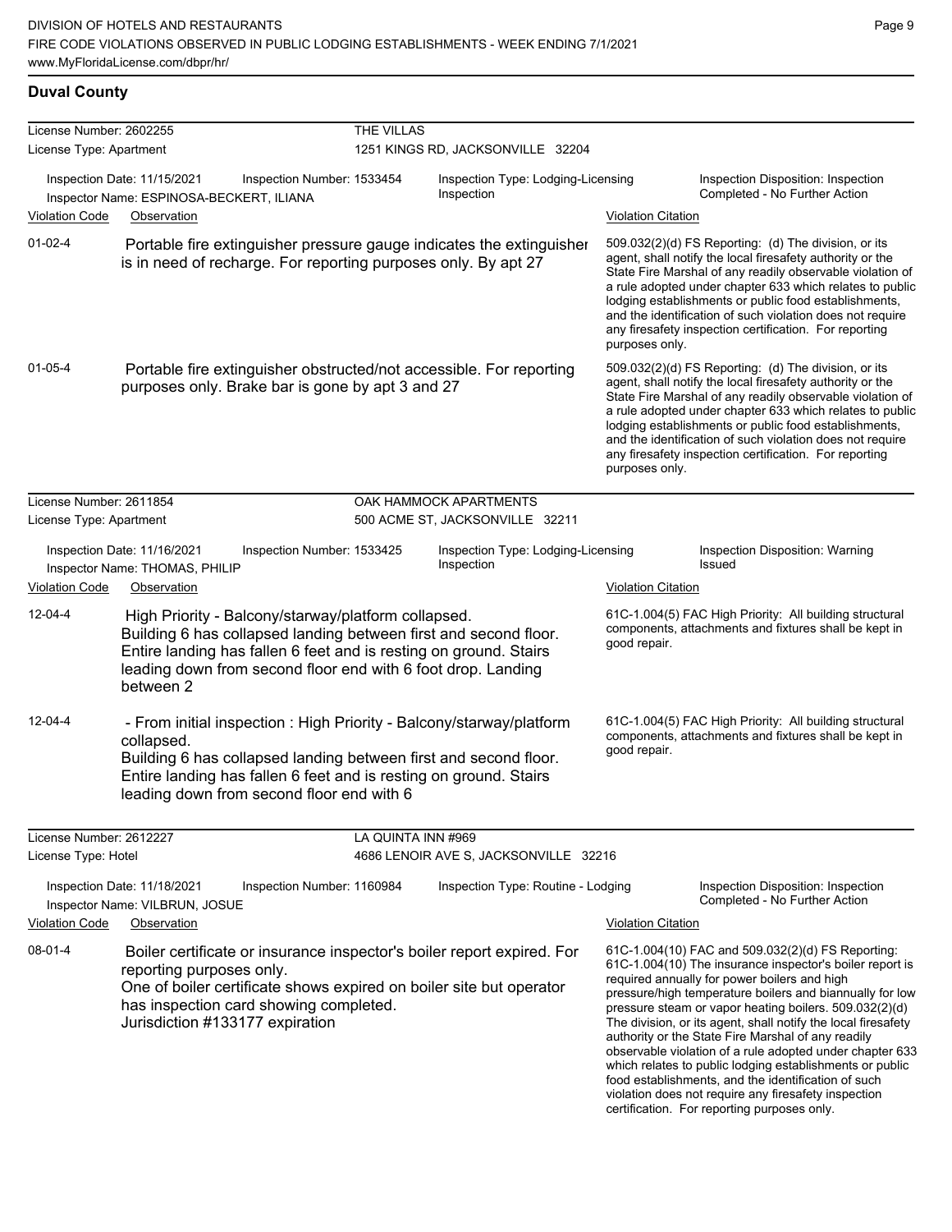## Duval County

**License Number:** 2602255 — **THE VILLAS**
**License Type:** Apartment — 1251 KINGS RD, JACKSONVILLE 32204

Inspection Date: 11/15/2021 | Inspection Number: 1533454 | Inspection Type: Lodging-Licensing Inspection | Inspection Disposition: Inspection Completed - No Further Action
Inspector Name: ESPINOSA-BECKERT, ILIANA

| Violation Code | Observation | Violation Citation |
|---|---|---|
| 01-02-4 | Portable fire extinguisher pressure gauge indicates the extinguisher is in need of recharge. For reporting purposes only. By apt 27 | 509.032(2)(d) FS Reporting: (d) The division, or its agent, shall notify the local firesafety authority or the State Fire Marshal of any readily observable violation of a rule adopted under chapter 633 which relates to public lodging establishments or public food establishments, and the identification of such violation does not require any firesafety inspection certification. For reporting purposes only. |
| 01-05-4 | Portable fire extinguisher obstructed/not accessible. For reporting purposes only. Brake bar is gone by apt 3 and 27 | 509.032(2)(d) FS Reporting: (d) The division, or its agent, shall notify the local firesafety authority or the State Fire Marshal of any readily observable violation of a rule adopted under chapter 633 which relates to public lodging establishments or public food establishments, and the identification of such violation does not require any firesafety inspection certification. For reporting purposes only. |

**License Number:** 2611854 — **OAK HAMMOCK APARTMENTS**
**License Type:** Apartment — 500 ACME ST, JACKSONVILLE 32211

Inspection Date: 11/16/2021 | Inspection Number: 1533425 | Inspection Type: Lodging-Licensing Inspection | Inspection Disposition: Warning Issued
Inspector Name: THOMAS, PHILIP

| Violation Code | Observation | Violation Citation |
|---|---|---|
| 12-04-4 | High Priority - Balcony/starway/platform collapsed. Building 6 has collapsed landing between first and second floor. Entire landing has fallen 6 feet and is resting on ground. Stairs leading down from second floor end with 6 foot drop. Landing between 2 | 61C-1.004(5) FAC High Priority: All building structural components, attachments and fixtures shall be kept in good repair. |
| 12-04-4 | - From initial inspection : High Priority - Balcony/starway/platform collapsed. Building 6 has collapsed landing between first and second floor. Entire landing has fallen 6 feet and is resting on ground. Stairs leading down from second floor end with 6 | 61C-1.004(5) FAC High Priority: All building structural components, attachments and fixtures shall be kept in good repair. |

**License Number:** 2612227 — **LA QUINTA INN #969**
**License Type:** Hotel — 4686 LENOIR AVE S, JACKSONVILLE 32216

Inspection Date: 11/18/2021 | Inspection Number: 1160984 | Inspection Type: Routine - Lodging | Inspection Disposition: Inspection Completed - No Further Action
Inspector Name: VILBRUN, JOSUE

| Violation Code | Observation | Violation Citation |
|---|---|---|
| 08-01-4 | Boiler certificate or insurance inspector's boiler report expired. For reporting purposes only. One of boiler certificate shows expired on boiler site but operator has inspection card showing completed. Jurisdiction #133177 expiration | 61C-1.004(10) FAC and 509.032(2)(d) FS Reporting: 61C-1.004(10) The insurance inspector's boiler report is required annually for power boilers and high pressure/high temperature boilers and biannually for low pressure steam or vapor heating boilers. 509.032(2)(d) The division, or its agent, shall notify the local firesafety authority or the State Fire Marshal of any readily observable violation of a rule adopted under chapter 633 which relates to public lodging establishments or public food establishments, and the identification of such violation does not require any firesafety inspection certification. For reporting purposes only. |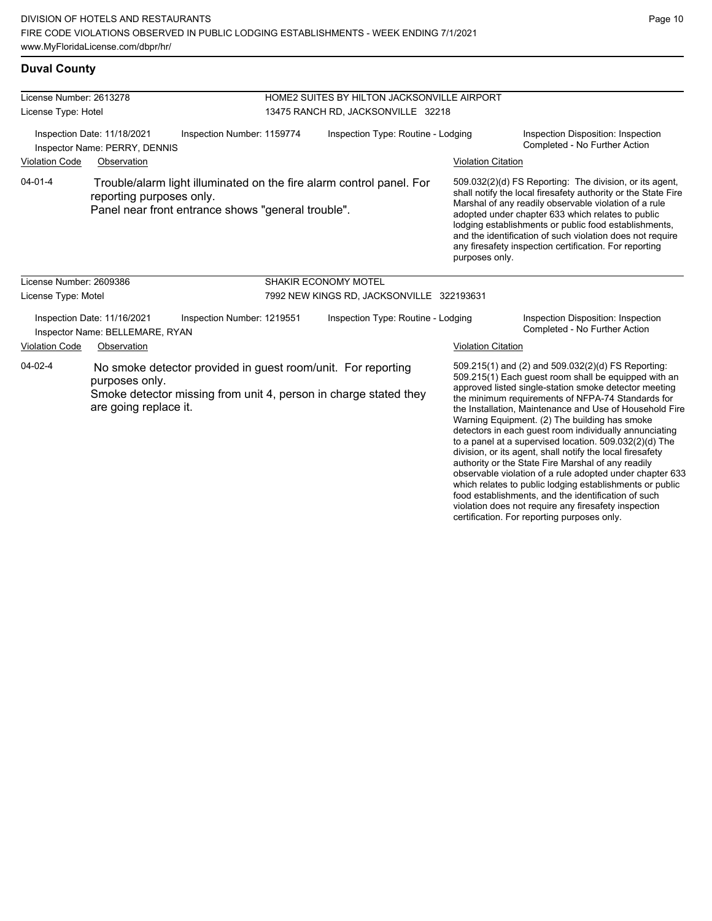## Duval County

**License Number:** 2613278
**License Type:** Hotel

**HOME2 SUITES BY HILTON JACKSONVILLE AIRPORT**
13475 RANCH RD, JACKSONVILLE 32218

Inspection Date: 11/18/2021
Inspector Name: PERRY, DENNIS
Inspection Number: 1159774
Inspection Type: Routine - Lodging
Inspection Disposition: Inspection Completed - No Further Action

| Violation Code | Observation | Violation Citation |
| --- | --- | --- |
| 04-01-4 | Trouble/alarm light illuminated on the fire alarm control panel. For reporting purposes only. Panel near front entrance shows "general trouble". | 509.032(2)(d) FS Reporting: The division, or its agent, shall notify the local firesafety authority or the State Fire Marshal of any readily observable violation of a rule adopted under chapter 633 which relates to public lodging establishments or public food establishments, and the identification of such violation does not require any firesafety inspection certification. For reporting purposes only. |

**License Number:** 2609386
**License Type:** Motel

**SHAKIR ECONOMY MOTEL**
7992 NEW KINGS RD, JACKSONVILLE 322193631

Inspection Date: 11/16/2021
Inspector Name: BELLEMARE, RYAN
Inspection Number: 1219551
Inspection Type: Routine - Lodging
Inspection Disposition: Inspection Completed - No Further Action

| Violation Code | Observation | Violation Citation |
| --- | --- | --- |
| 04-02-4 | No smoke detector provided in guest room/unit. For reporting purposes only. Smoke detector missing from unit 4, person in charge stated they are going replace it. | 509.215(1) and (2) and 509.032(2)(d) FS Reporting: 509.215(1) Each guest room shall be equipped with an approved listed single-station smoke detector meeting the minimum requirements of NFPA-74 Standards for the Installation, Maintenance and Use of Household Fire Warning Equipment. (2) The building has smoke detectors in each guest room individually annunciating to a panel at a supervised location. 509.032(2)(d) The division, or its agent, shall notify the local firesafety authority or the State Fire Marshal of any readily observable violation of a rule adopted under chapter 633 which relates to public lodging establishments or public food establishments, and the identification of such violation does not require any firesafety inspection certification. For reporting purposes only. |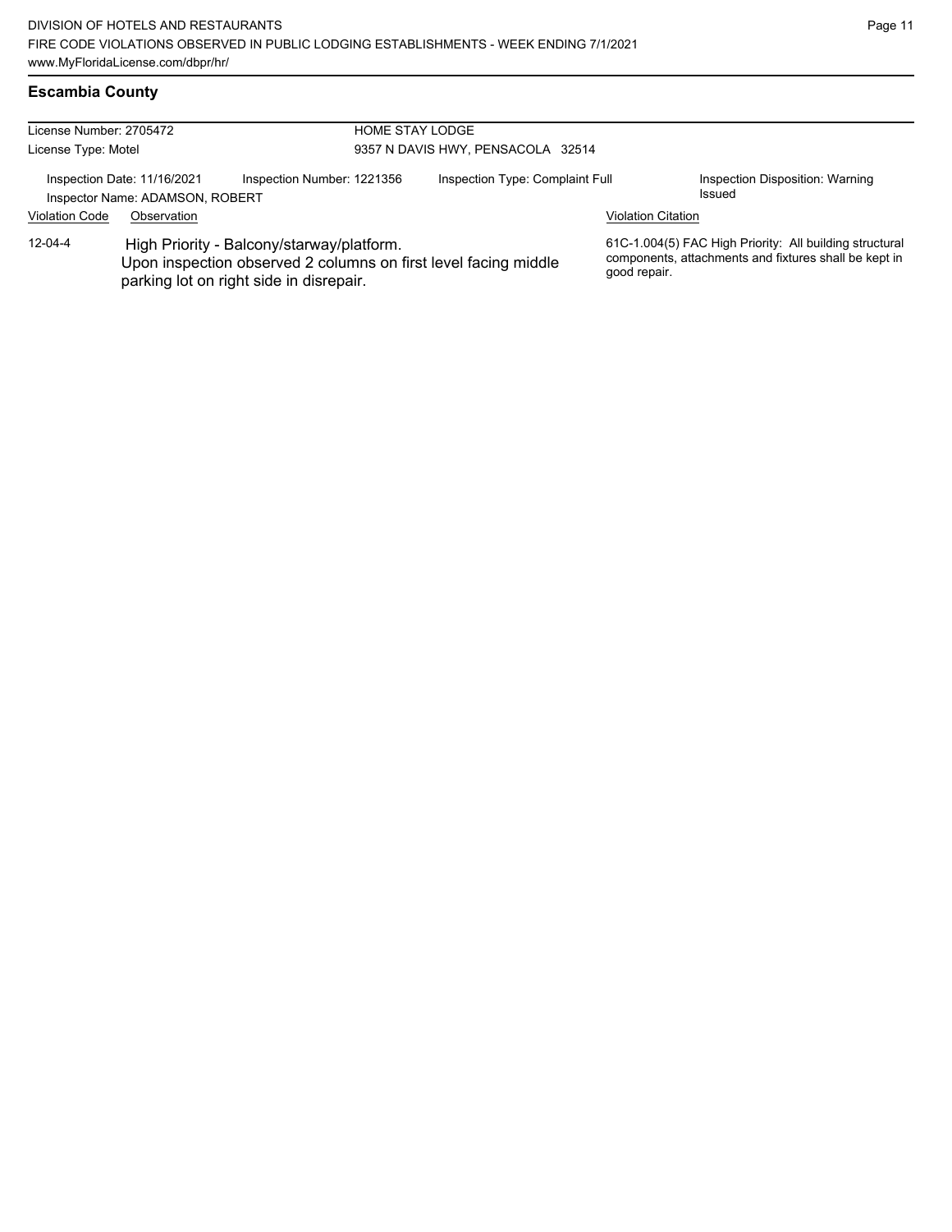## Escambia County

License Number: 2705472
License Type: Motel

HOME STAY LODGE
9357 N DAVIS HWY, PENSACOLA 32514

Inspection Date: 11/16/2021
Inspector Name: ADAMSON, ROBERT
Inspection Number: 1221356
Inspection Type: Complaint Full
Inspection Disposition: Warning Issued

| Violation Code | Observation | Violation Citation |
| --- | --- | --- |
| 12-04-4 | High Priority - Balcony/starway/platform. Upon inspection observed 2 columns on first level facing middle parking lot on right side in disrepair. | 61C-1.004(5) FAC High Priority: All building structural components, attachments and fixtures shall be kept in good repair. |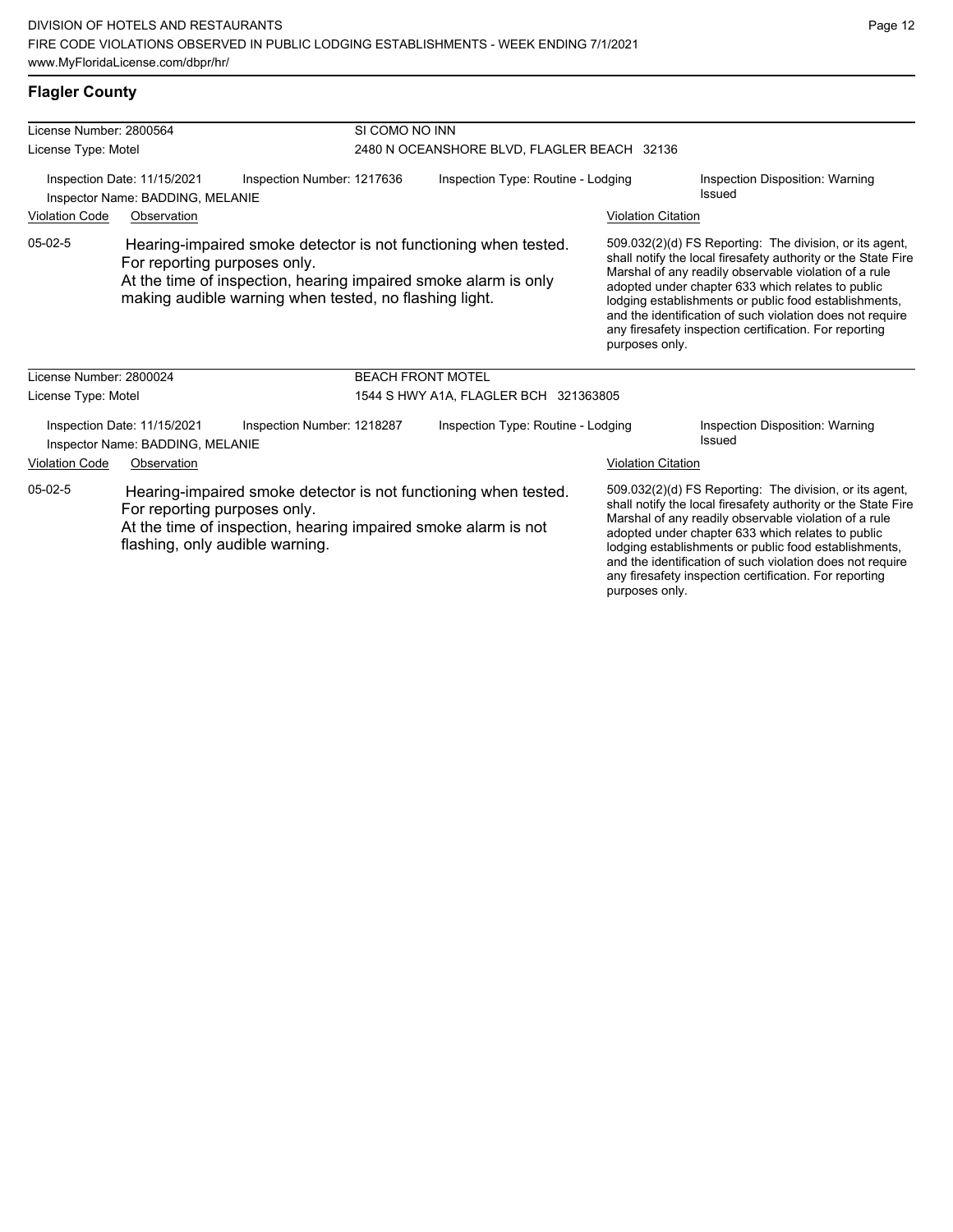## Flagler County

**License Number:** 2800564 — **SI COMO NO INN**
**License Type:** Motel — 2480 N OCEANSHORE BLVD, FLAGLER BEACH 32136

Inspection Date: 11/15/2021 | Inspection Number: 1217636 | Inspection Type: Routine - Lodging | Inspection Disposition: Warning Issued
Inspector Name: BADDING, MELANIE

| Violation Code | Observation | Violation Citation |
|---|---|---|
| 05-02-5 | Hearing-impaired smoke detector is not functioning when tested. For reporting purposes only. At the time of inspection, hearing impaired smoke alarm is only making audible warning when tested, no flashing light. | 509.032(2)(d) FS Reporting: The division, or its agent, shall notify the local firesafety authority or the State Fire Marshal of any readily observable violation of a rule adopted under chapter 633 which relates to public lodging establishments or public food establishments, and the identification of such violation does not require any firesafety inspection certification. For reporting purposes only. |

**License Number:** 2800024 — **BEACH FRONT MOTEL**
**License Type:** Motel — 1544 S HWY A1A, FLAGLER BCH 321363805

Inspection Date: 11/15/2021 | Inspection Number: 1218287 | Inspection Type: Routine - Lodging | Inspection Disposition: Warning Issued
Inspector Name: BADDING, MELANIE

| Violation Code | Observation | Violation Citation |
|---|---|---|
| 05-02-5 | Hearing-impaired smoke detector is not functioning when tested. For reporting purposes only. At the time of inspection, hearing impaired smoke alarm is not flashing, only audible warning. | 509.032(2)(d) FS Reporting: The division, or its agent, shall notify the local firesafety authority or the State Fire Marshal of any readily observable violation of a rule adopted under chapter 633 which relates to public lodging establishments or public food establishments, and the identification of such violation does not require any firesafety inspection certification. For reporting purposes only. |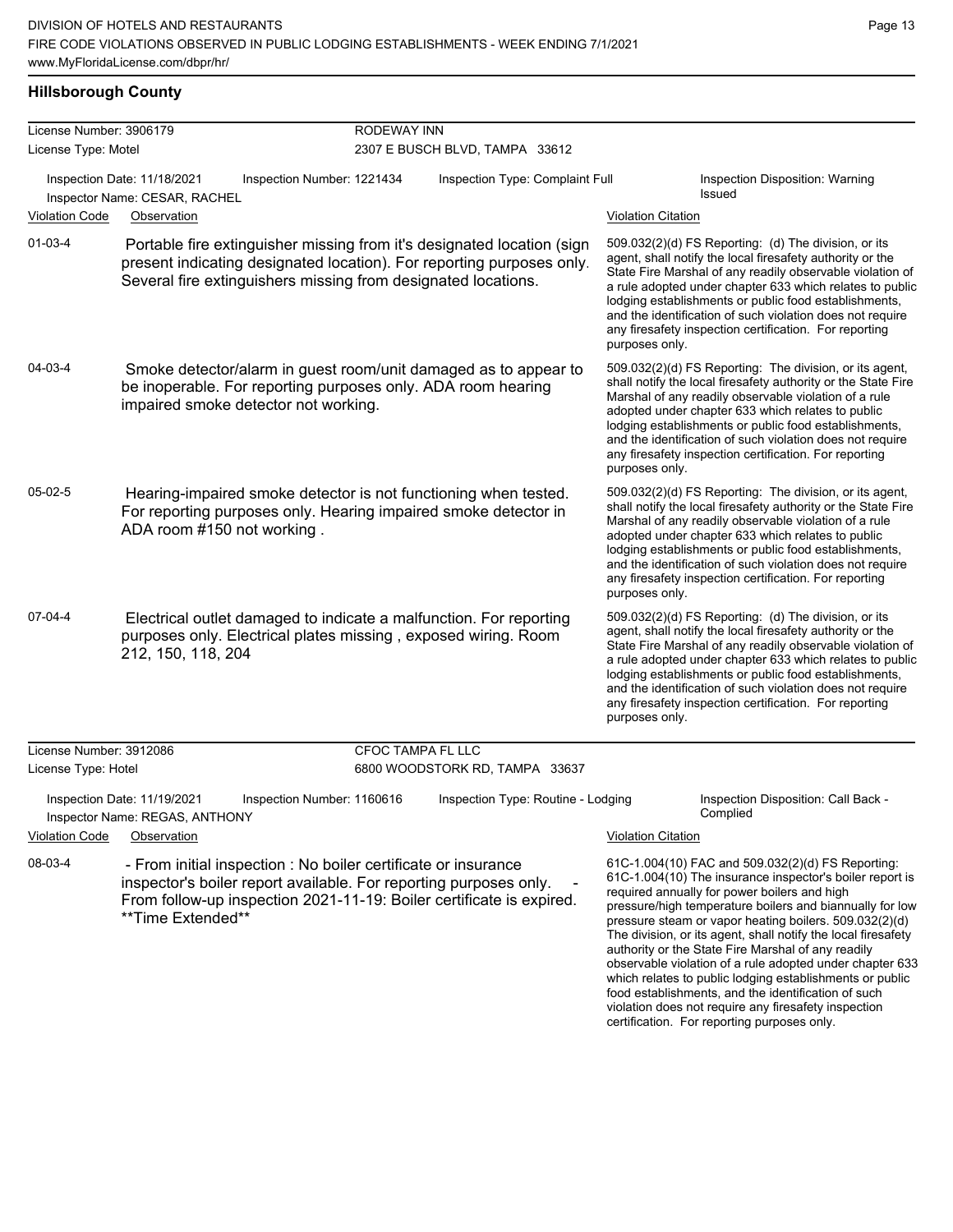## Hillsborough County

**License Number:** 3906179 — **RODEWAY INN**
**License Type:** Motel — 2307 E BUSCH BLVD, TAMPA 33612

Inspection Date: 11/18/2021 | Inspection Number: 1221434 | Inspection Type: Complaint Full | Inspection Disposition: Warning Issued
Inspector Name: CESAR, RACHEL

| Violation Code | Observation | Violation Citation |
|---|---|---|
| 01-03-4 | Portable fire extinguisher missing from it's designated location (sign present indicating designated location). For reporting purposes only. Several fire extinguishers missing from designated locations. | 509.032(2)(d) FS Reporting: (d) The division, or its agent, shall notify the local firesafety authority or the State Fire Marshal of any readily observable violation of a rule adopted under chapter 633 which relates to public lodging establishments or public food establishments, and the identification of such violation does not require any firesafety inspection certification. For reporting purposes only. |
| 04-03-4 | Smoke detector/alarm in guest room/unit damaged as to appear to be inoperable. For reporting purposes only. ADA room hearing impaired smoke detector not working. | 509.032(2)(d) FS Reporting: The division, or its agent, shall notify the local firesafety authority or the State Fire Marshal of any readily observable violation of a rule adopted under chapter 633 which relates to public lodging establishments or public food establishments, and the identification of such violation does not require any firesafety inspection certification. For reporting purposes only. |
| 05-02-5 | Hearing-impaired smoke detector is not functioning when tested. For reporting purposes only. Hearing impaired smoke detector in ADA room #150 not working . | 509.032(2)(d) FS Reporting: The division, or its agent, shall notify the local firesafety authority or the State Fire Marshal of any readily observable violation of a rule adopted under chapter 633 which relates to public lodging establishments or public food establishments, and the identification of such violation does not require any firesafety inspection certification. For reporting purposes only. |
| 07-04-4 | Electrical outlet damaged to indicate a malfunction. For reporting purposes only. Electrical plates missing , exposed wiring. Room 212, 150, 118, 204 | 509.032(2)(d) FS Reporting: (d) The division, or its agent, shall notify the local firesafety authority or the State Fire Marshal of any readily observable violation of a rule adopted under chapter 633 which relates to public lodging establishments or public food establishments, and the identification of such violation does not require any firesafety inspection certification. For reporting purposes only. |

**License Number:** 3912086 — **CFOC TAMPA FL LLC**
**License Type:** Hotel — 6800 WOODSTORK RD, TAMPA 33637

Inspection Date: 11/19/2021 | Inspection Number: 1160616 | Inspection Type: Routine - Lodging | Inspection Disposition: Call Back - Complied
Inspector Name: REGAS, ANTHONY

| Violation Code | Observation | Violation Citation |
|---|---|---|
| 08-03-4 | - From initial inspection : No boiler certificate or insurance inspector's boiler report available. For reporting purposes only. - From follow-up inspection 2021-11-19: Boiler certificate is expired. **Time Extended** | 61C-1.004(10) FAC and 509.032(2)(d) FS Reporting: 61C-1.004(10) The insurance inspector's boiler report is required annually for power boilers and high pressure/high temperature boilers and biannually for low pressure steam or vapor heating boilers. 509.032(2)(d) The division, or its agent, shall notify the local firesafety authority or the State Fire Marshal of any readily observable violation of a rule adopted under chapter 633 which relates to public lodging establishments or public food establishments, and the identification of such violation does not require any firesafety inspection certification. For reporting purposes only. |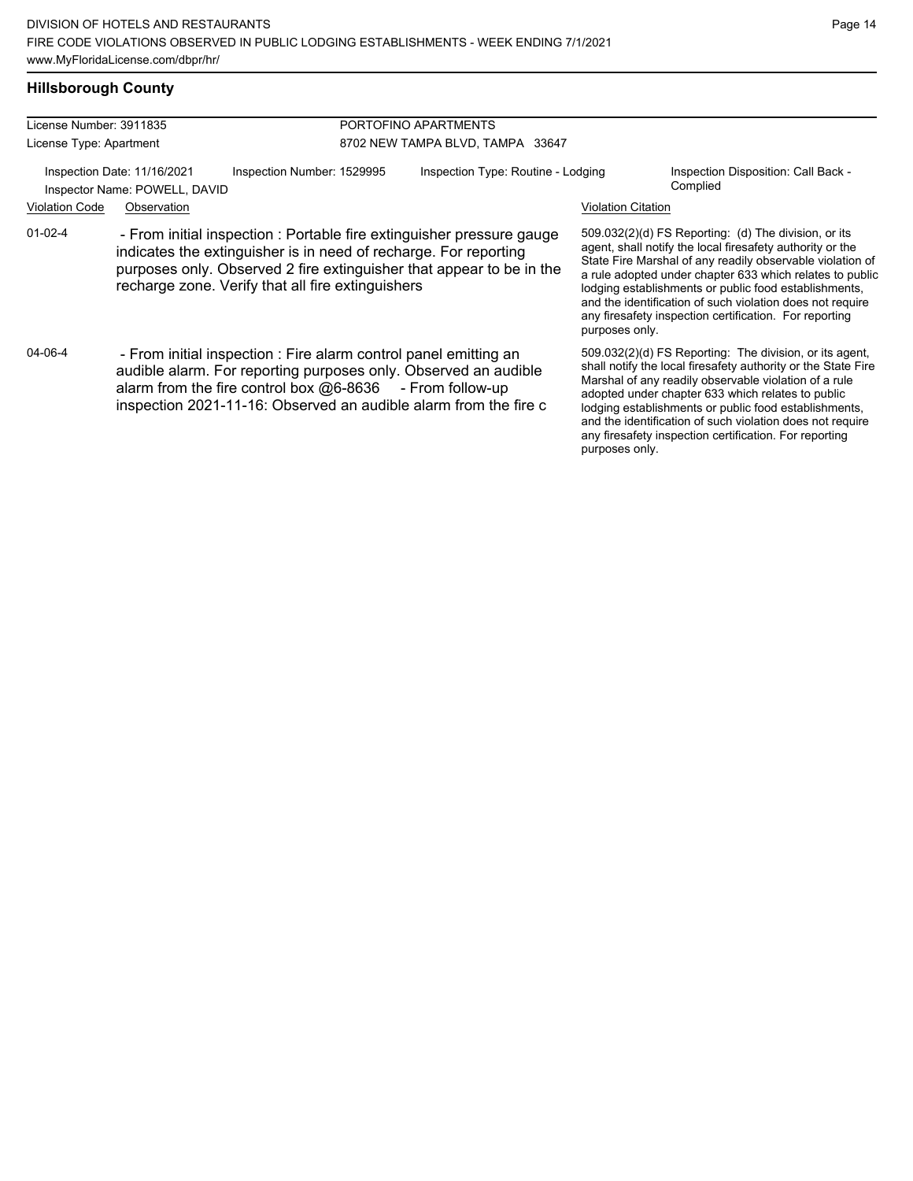## Hillsborough County

License Number: 3911835
License Type: Apartment

PORTOFINO APARTMENTS
8702 NEW TAMPA BLVD, TAMPA 33647

Inspection Date: 11/16/2021
Inspector Name: POWELL, DAVID
Inspection Number: 1529995
Inspection Type: Routine - Lodging
Inspection Disposition: Call Back - Complied

| Violation Code | Observation | Violation Citation |
| --- | --- | --- |
| 01-02-4 | - From initial inspection : Portable fire extinguisher pressure gauge indicates the extinguisher is in need of recharge. For reporting purposes only. Observed 2 fire extinguisher that appear to be in the recharge zone. Verify that all fire extinguishers | 509.032(2)(d) FS Reporting: (d) The division, or its agent, shall notify the local firesafety authority or the State Fire Marshal of any readily observable violation of a rule adopted under chapter 633 which relates to public lodging establishments or public food establishments, and the identification of such violation does not require any firesafety inspection certification. For reporting purposes only. |
| 04-06-4 | - From initial inspection : Fire alarm control panel emitting an audible alarm. For reporting purposes only. Observed an audible alarm from the fire control box @6-8636 - From follow-up inspection 2021-11-16: Observed an audible alarm from the fire c | 509.032(2)(d) FS Reporting: The division, or its agent, shall notify the local firesafety authority or the State Fire Marshal of any readily observable violation of a rule adopted under chapter 633 which relates to public lodging establishments or public food establishments, and the identification of such violation does not require any firesafety inspection certification. For reporting purposes only. |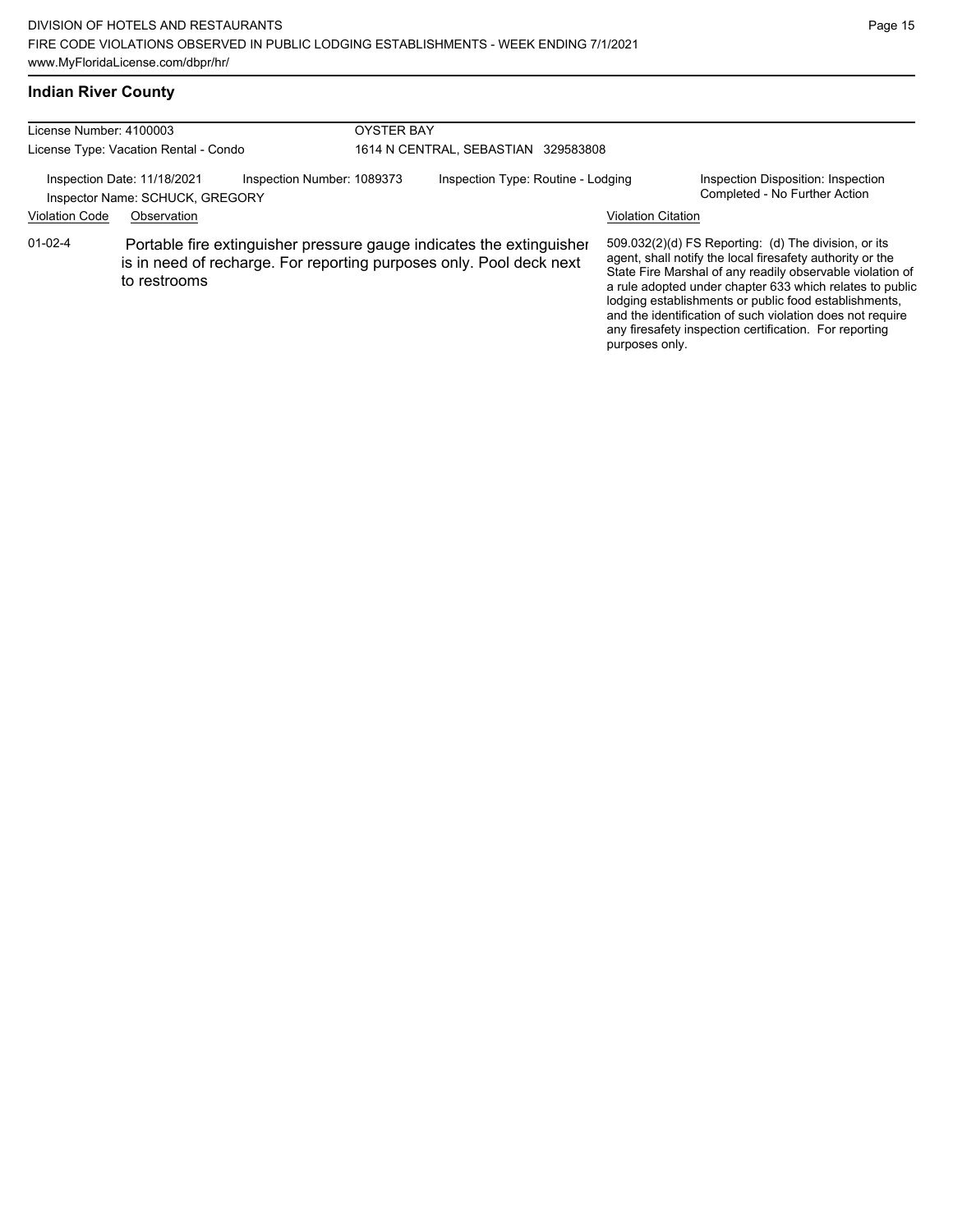## Indian River County

License Number: 4100003
License Type: Vacation Rental - Condo

OYSTER BAY
1614 N CENTRAL, SEBASTIAN 329583808

Inspection Date: 11/18/2021
Inspector Name: SCHUCK, GREGORY
Inspection Number: 1089373
Inspection Type: Routine - Lodging
Inspection Disposition: Inspection Completed - No Further Action

| Violation Code | Observation | Violation Citation |
| --- | --- | --- |
| 01-02-4 | Portable fire extinguisher pressure gauge indicates the extinguisher is in need of recharge. For reporting purposes only. Pool deck next to restrooms | 509.032(2)(d) FS Reporting: (d) The division, or its agent, shall notify the local firesafety authority or the State Fire Marshal of any readily observable violation of a rule adopted under chapter 633 which relates to public lodging establishments or public food establishments, and the identification of such violation does not require any firesafety inspection certification. For reporting purposes only. |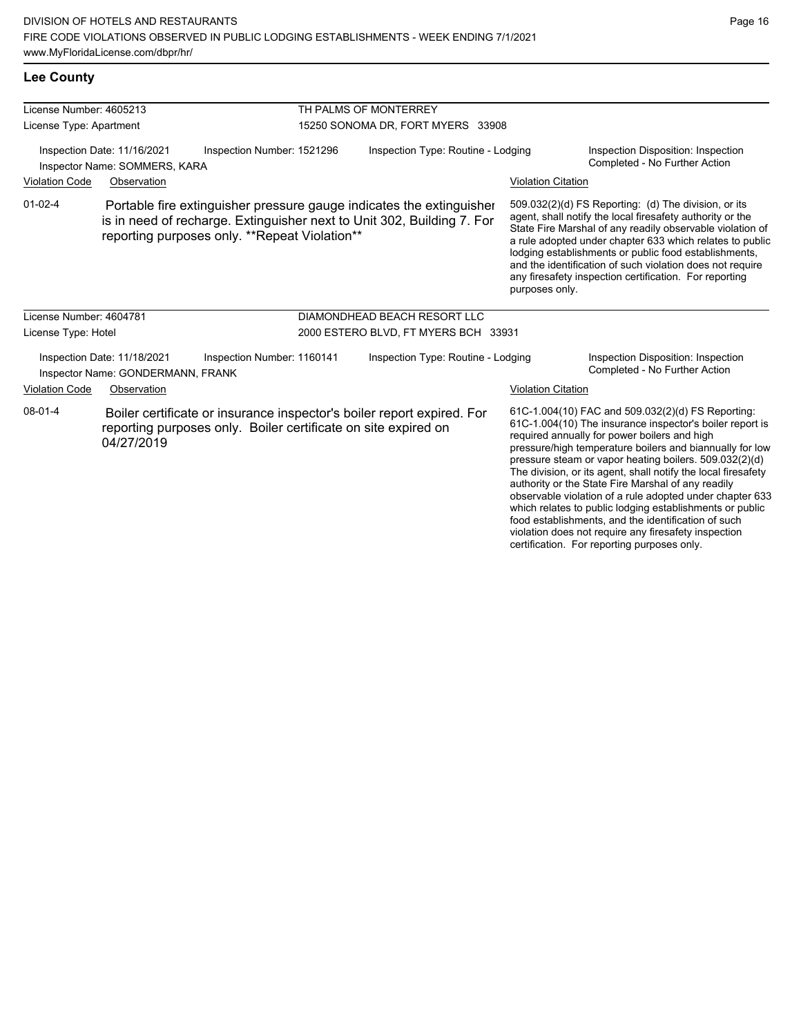## Lee County

| License Number: 4605213 | | TH PALMS OF MONTERREY | |
|---|---|---|---|
| License Type: Apartment | | 15250 SONOMA DR, FORT MYERS 33908 | |
| Inspection Date: 11/16/2021 | Inspection Number: 1521296 | Inspection Type: Routine - Lodging | Inspection Disposition: Inspection Completed - No Further Action |
| Inspector Name: SOMMERS, KARA | | | |

| Violation Code | Observation | Violation Citation |
|---|---|---|
| 01-02-4 | Portable fire extinguisher pressure gauge indicates the extinguisher is in need of recharge. Extinguisher next to Unit 302, Building 7. For reporting purposes only. **Repeat Violation** | 509.032(2)(d) FS Reporting: (d) The division, or its agent, shall notify the local firesafety authority or the State Fire Marshal of any readily observable violation of a rule adopted under chapter 633 which relates to public lodging establishments or public food establishments, and the identification of such violation does not require any firesafety inspection certification. For reporting purposes only. |

| License Number: 4604781 | | DIAMONDHEAD BEACH RESORT LLC | |
|---|---|---|---|
| License Type: Hotel | | 2000 ESTERO BLVD, FT MYERS BCH 33931 | |
| Inspection Date: 11/18/2021 | Inspection Number: 1160141 | Inspection Type: Routine - Lodging | Inspection Disposition: Inspection Completed - No Further Action |
| Inspector Name: GONDERMANN, FRANK | | | |

| Violation Code | Observation | Violation Citation |
|---|---|---|
| 08-01-4 | Boiler certificate or insurance inspector's boiler report expired. For reporting purposes only. Boiler certificate on site expired on 04/27/2019 | 61C-1.004(10) FAC and 509.032(2)(d) FS Reporting: 61C-1.004(10) The insurance inspector's boiler report is required annually for power boilers and high pressure/high temperature boilers and biannually for low pressure steam or vapor heating boilers. 509.032(2)(d) The division, or its agent, shall notify the local firesafety authority or the State Fire Marshal of any readily observable violation of a rule adopted under chapter 633 which relates to public lodging establishments or public food establishments, and the identification of such violation does not require any firesafety inspection certification. For reporting purposes only. |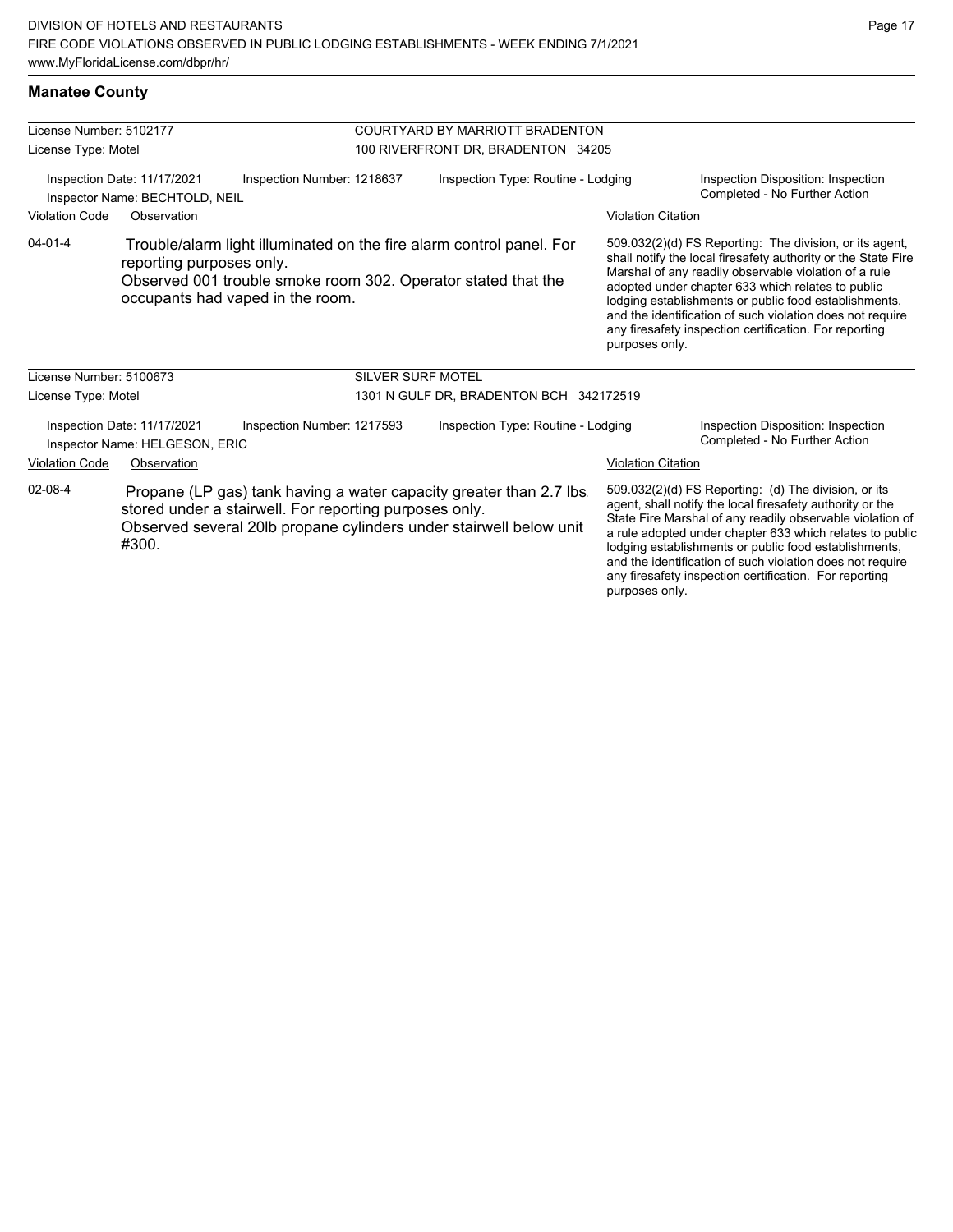## Manatee County

| License Number: 5102177 | COURTYARD BY MARRIOTT BRADENTON |
|---|---|
| License Type: Motel | 100 RIVERFRONT DR, BRADENTON 34205 |

Inspection Date: 11/17/2021 | Inspection Number: 1218637 | Inspection Type: Routine - Lodging | Inspection Disposition: Inspection Completed - No Further Action

Inspector Name: BECHTOLD, NEIL

| Violation Code | Observation | Violation Citation |
|---|---|---|
| 04-01-4 | Trouble/alarm light illuminated on the fire alarm control panel. For reporting purposes only. Observed 001 trouble smoke room 302. Operator stated that the occupants had vaped in the room. | 509.032(2)(d) FS Reporting: The division, or its agent, shall notify the local firesafety authority or the State Fire Marshal of any readily observable violation of a rule adopted under chapter 633 which relates to public lodging establishments or public food establishments, and the identification of such violation does not require any firesafety inspection certification. For reporting purposes only. |

| License Number: 5100673 | SILVER SURF MOTEL |
|---|---|
| License Type: Motel | 1301 N GULF DR, BRADENTON BCH 342172519 |

Inspection Date: 11/17/2021 | Inspection Number: 1217593 | Inspection Type: Routine - Lodging | Inspection Disposition: Inspection Completed - No Further Action

Inspector Name: HELGESON, ERIC

| Violation Code | Observation | Violation Citation |
|---|---|---|
| 02-08-4 | Propane (LP gas) tank having a water capacity greater than 2.7 lbs stored under a stairwell. For reporting purposes only. Observed several 20lb propane cylinders under stairwell below unit #300. | 509.032(2)(d) FS Reporting: (d) The division, or its agent, shall notify the local firesafety authority or the State Fire Marshal of any readily observable violation of a rule adopted under chapter 633 which relates to public lodging establishments or public food establishments, and the identification of such violation does not require any firesafety inspection certification. For reporting purposes only. |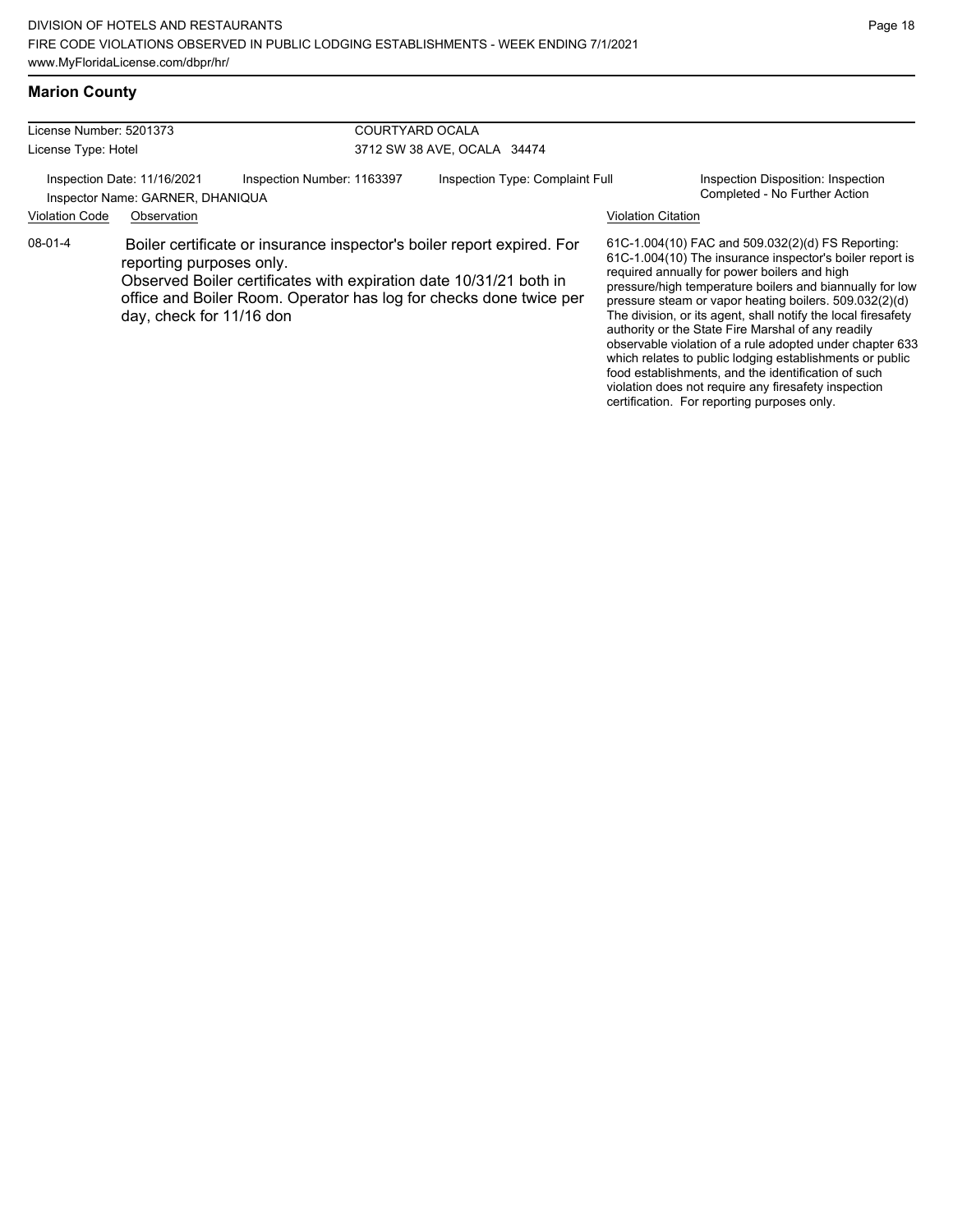## Marion County

| License Number: 5201373 | COURTYARD OCALA |
|---|---|
| License Type: Hotel | 3712 SW 38 AVE, OCALA 34474 |

Inspection Date: 11/16/2021 | Inspection Number: 1163397 | Inspection Type: Complaint Full | Inspection Disposition: Inspection Completed - No Further Action

Inspector Name: GARNER, DHANIQUA

| Violation Code | Observation | Violation Citation |
|---|---|---|
| 08-01-4 | Boiler certificate or insurance inspector's boiler report expired. For reporting purposes only. Observed Boiler certificates with expiration date 10/31/21 both in office and Boiler Room. Operator has log for checks done twice per day, check for 11/16 don | 61C-1.004(10) FAC and 509.032(2)(d) FS Reporting: 61C-1.004(10) The insurance inspector's boiler report is required annually for power boilers and high pressure/high temperature boilers and biannually for low pressure steam or vapor heating boilers. 509.032(2)(d) The division, or its agent, shall notify the local firesafety authority or the State Fire Marshal of any readily observable violation of a rule adopted under chapter 633 which relates to public lodging establishments or public food establishments, and the identification of such violation does not require any firesafety inspection certification. For reporting purposes only. |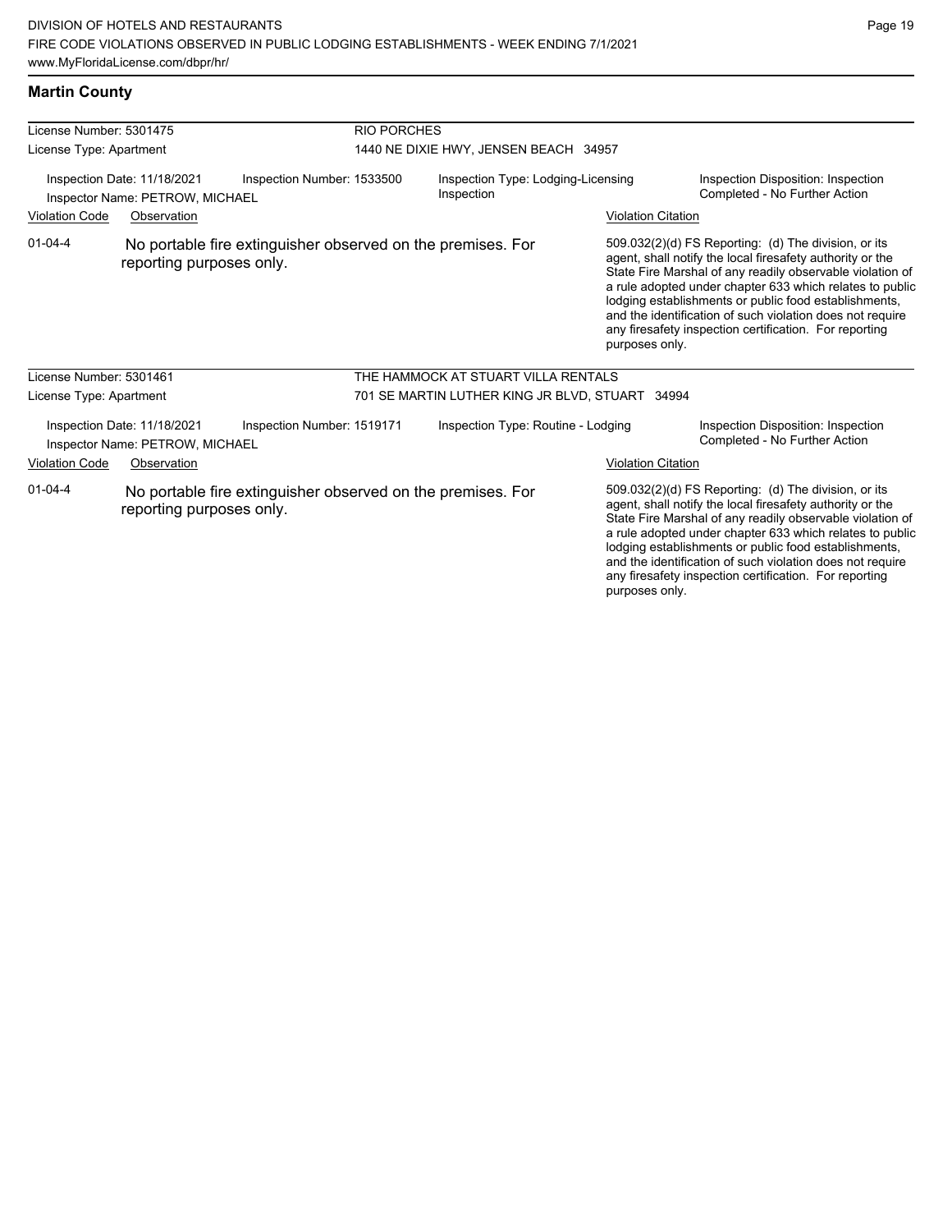## Martin County

**License Number:** 5301475
**License Type:** Apartment

**RIO PORCHES**
1440 NE DIXIE HWY, JENSEN BEACH 34957

Inspection Date: 11/18/2021
Inspector Name: PETROW, MICHAEL
Inspection Number: 1533500
Inspection Type: Lodging-Licensing Inspection
Inspection Disposition: Inspection Completed - No Further Action

| Violation Code | Observation | Violation Citation |
| --- | --- | --- |
| 01-04-4 | No portable fire extinguisher observed on the premises. For reporting purposes only. | 509.032(2)(d) FS Reporting: (d) The division, or its agent, shall notify the local firesafety authority or the State Fire Marshal of any readily observable violation of a rule adopted under chapter 633 which relates to public lodging establishments or public food establishments, and the identification of such violation does not require any firesafety inspection certification. For reporting purposes only. |

---

**License Number:** 5301461
**License Type:** Apartment

**THE HAMMOCK AT STUART VILLA RENTALS**
701 SE MARTIN LUTHER KING JR BLVD, STUART 34994

Inspection Date: 11/18/2021
Inspector Name: PETROW, MICHAEL
Inspection Number: 1519171
Inspection Type: Routine - Lodging
Inspection Disposition: Inspection Completed - No Further Action

| Violation Code | Observation | Violation Citation |
| --- | --- | --- |
| 01-04-4 | No portable fire extinguisher observed on the premises. For reporting purposes only. | 509.032(2)(d) FS Reporting: (d) The division, or its agent, shall notify the local firesafety authority or the State Fire Marshal of any readily observable violation of a rule adopted under chapter 633 which relates to public lodging establishments or public food establishments, and the identification of such violation does not require any firesafety inspection certification. For reporting purposes only. |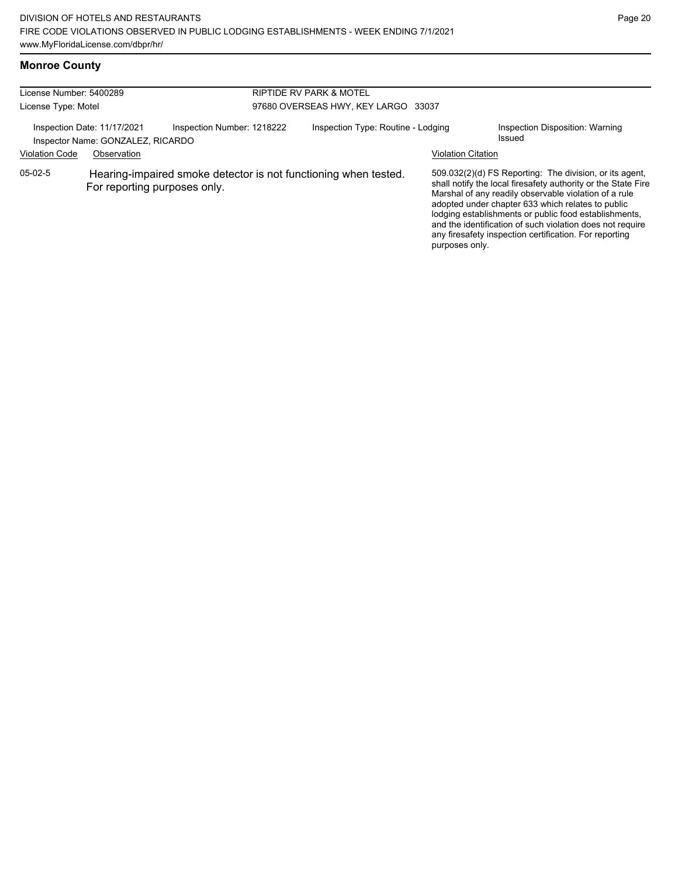## Monroe County

| License Number: 5400289 | RIPTIDE RV PARK & MOTEL |
|---|---|
| License Type: Motel | 97680 OVERSEAS HWY, KEY LARGO 33037 |

Inspection Date: 11/17/2021 | Inspection Number: 1218222 | Inspection Type: Routine - Lodging | Inspection Disposition: Warning Issued

Inspector Name: GONZALEZ, RICARDO

| Violation Code | Observation | Violation Citation |
|---|---|---|
| 05-02-5 | Hearing-impaired smoke detector is not functioning when tested. For reporting purposes only. | 509.032(2)(d) FS Reporting: The division, or its agent, shall notify the local firesafety authority or the State Fire Marshal of any readily observable violation of a rule adopted under chapter 633 which relates to public lodging establishments or public food establishments, and the identification of such violation does not require any firesafety inspection certification. For reporting purposes only. |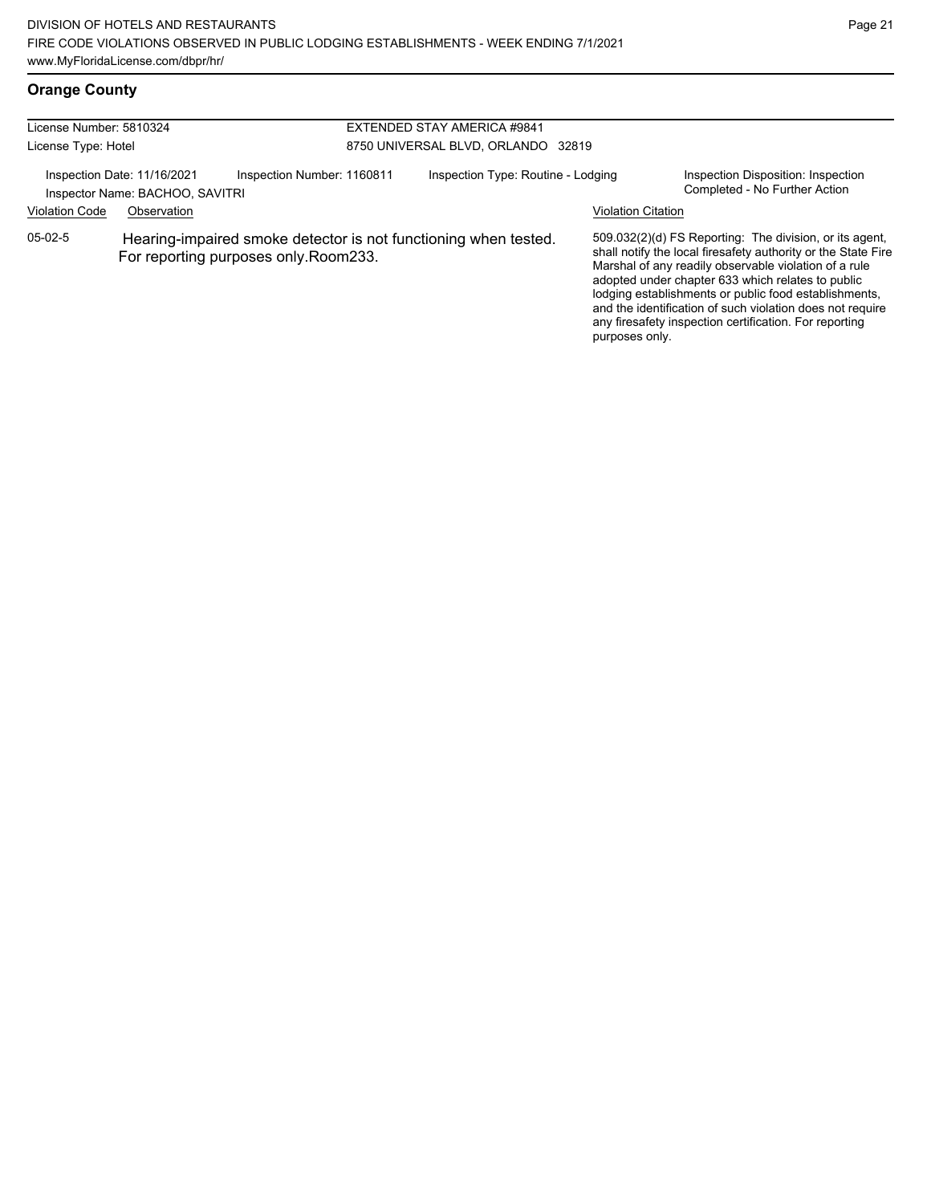## Orange County

License Number: 5810324
License Type: Hotel

EXTENDED STAY AMERICA #9841
8750 UNIVERSAL BLVD, ORLANDO 32819

Inspection Date: 11/16/2021
Inspector Name: BACHOO, SAVITRI
Inspection Number: 1160811
Inspection Type: Routine - Lodging
Inspection Disposition: Inspection Completed - No Further Action

| Violation Code | Observation | Violation Citation |
|---|---|---|
| 05-02-5 | Hearing-impaired smoke detector is not functioning when tested. For reporting purposes only.Room233. | 509.032(2)(d) FS Reporting: The division, or its agent, shall notify the local firesafety authority or the State Fire Marshal of any readily observable violation of a rule adopted under chapter 633 which relates to public lodging establishments or public food establishments, and the identification of such violation does not require any firesafety inspection certification. For reporting purposes only. |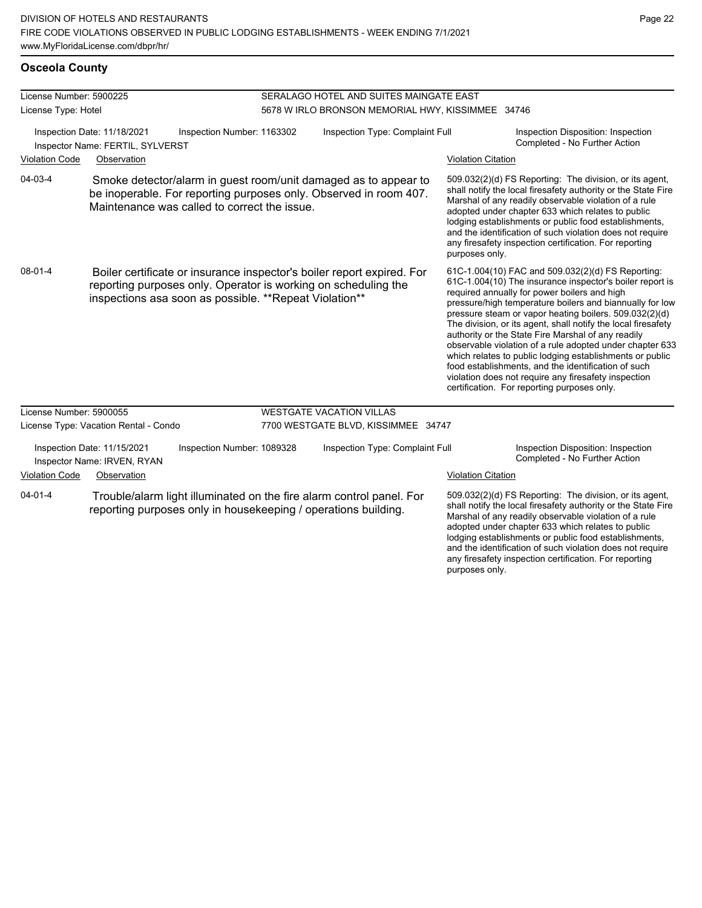## Osceola County

**License Number:** 5900225
**License Type:** Hotel

**SERALAGO HOTEL AND SUITES MAINGATE EAST**
5678 W IRLO BRONSON MEMORIAL HWY, KISSIMMEE 34746

Inspection Date: 11/18/2021 | Inspection Number: 1163302 | Inspection Type: Complaint Full | Inspection Disposition: Inspection Completed - No Further Action
Inspector Name: FERTIL, SYLVERST

| Violation Code | Observation | Violation Citation |
|---|---|---|
| 04-03-4 | Smoke detector/alarm in guest room/unit damaged as to appear to be inoperable. For reporting purposes only. Observed in room 407. Maintenance was called to correct the issue. | 509.032(2)(d) FS Reporting: The division, or its agent, shall notify the local firesafety authority or the State Fire Marshal of any readily observable violation of a rule adopted under chapter 633 which relates to public lodging establishments or public food establishments, and the identification of such violation does not require any firesafety inspection certification. For reporting purposes only. |
| 08-01-4 | Boiler certificate or insurance inspector's boiler report expired. For reporting purposes only. Operator is working on scheduling the inspections asa soon as possible. **Repeat Violation** | 61C-1.004(10) FAC and 509.032(2)(d) FS Reporting: 61C-1.004(10) The insurance inspector's boiler report is required annually for power boilers and high pressure/high temperature boilers and biannually for low pressure steam or vapor heating boilers. 509.032(2)(d) The division, or its agent, shall notify the local firesafety authority or the State Fire Marshal of any readily observable violation of a rule adopted under chapter 633 which relates to public lodging establishments or public food establishments, and the identification of such violation does not require any firesafety inspection certification. For reporting purposes only. |

**License Number:** 5900055
**License Type:** Vacation Rental - Condo

**WESTGATE VACATION VILLAS**
7700 WESTGATE BLVD, KISSIMMEE 34747

Inspection Date: 11/15/2021 | Inspection Number: 1089328 | Inspection Type: Complaint Full | Inspection Disposition: Inspection Completed - No Further Action
Inspector Name: IRVEN, RYAN

| Violation Code | Observation | Violation Citation |
|---|---|---|
| 04-01-4 | Trouble/alarm light illuminated on the fire alarm control panel. For reporting purposes only in housekeeping / operations building. | 509.032(2)(d) FS Reporting: The division, or its agent, shall notify the local firesafety authority or the State Fire Marshal of any readily observable violation of a rule adopted under chapter 633 which relates to public lodging establishments or public food establishments, and the identification of such violation does not require any firesafety inspection certification. For reporting purposes only. |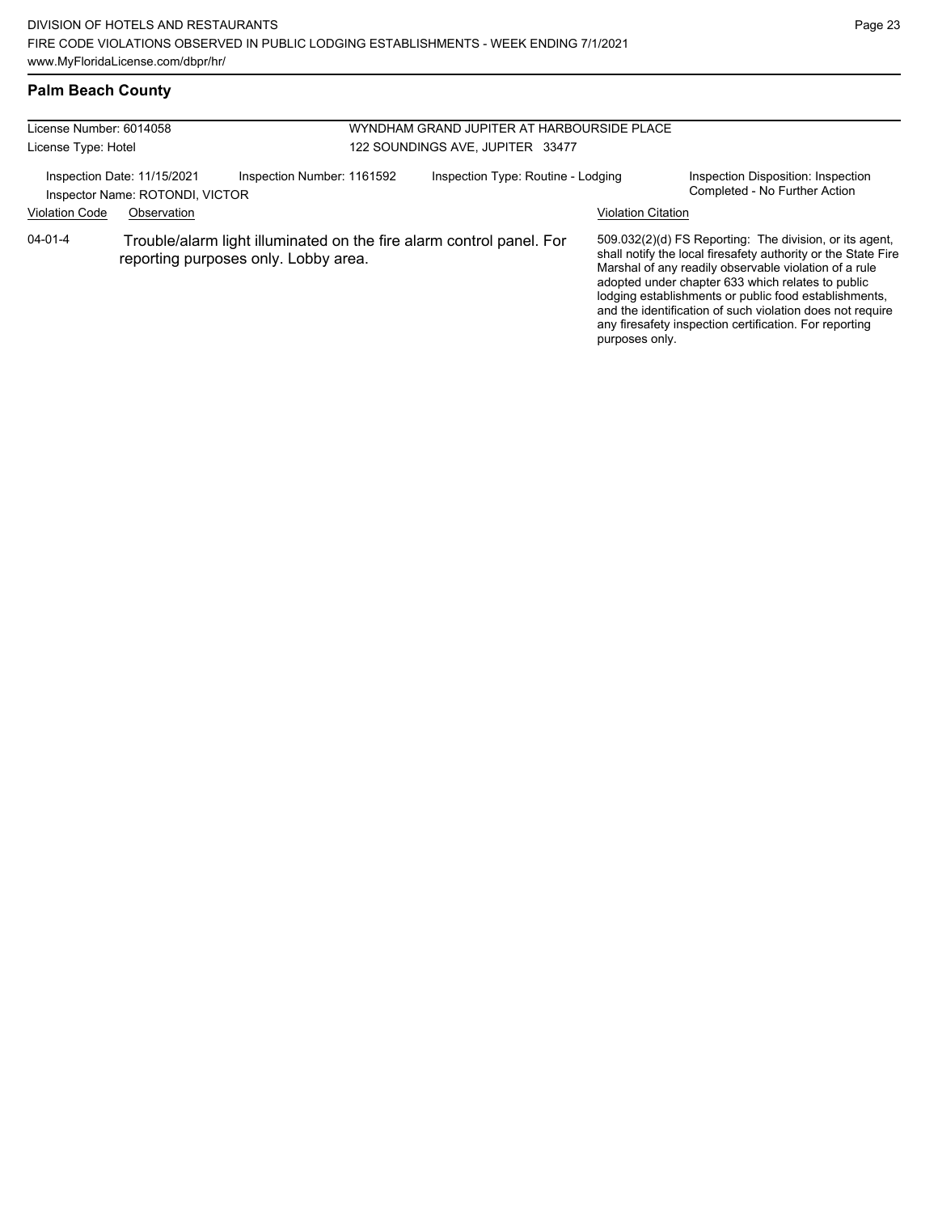## Palm Beach County

License Number: 6014058
License Type: Hotel

WYNDHAM GRAND JUPITER AT HARBOURSIDE PLACE
122 SOUNDINGS AVE, JUPITER 33477

Inspection Date: 11/15/2021
Inspector Name: ROTONDI, VICTOR
Inspection Number: 1161592
Inspection Type: Routine - Lodging
Inspection Disposition: Inspection Completed - No Further Action

| Violation Code | Observation | Violation Citation |
| --- | --- | --- |
| 04-01-4 | Trouble/alarm light illuminated on the fire alarm control panel. For reporting purposes only. Lobby area. | 509.032(2)(d) FS Reporting: The division, or its agent, shall notify the local firesafety authority or the State Fire Marshal of any readily observable violation of a rule adopted under chapter 633 which relates to public lodging establishments or public food establishments, and the identification of such violation does not require any firesafety inspection certification. For reporting purposes only. |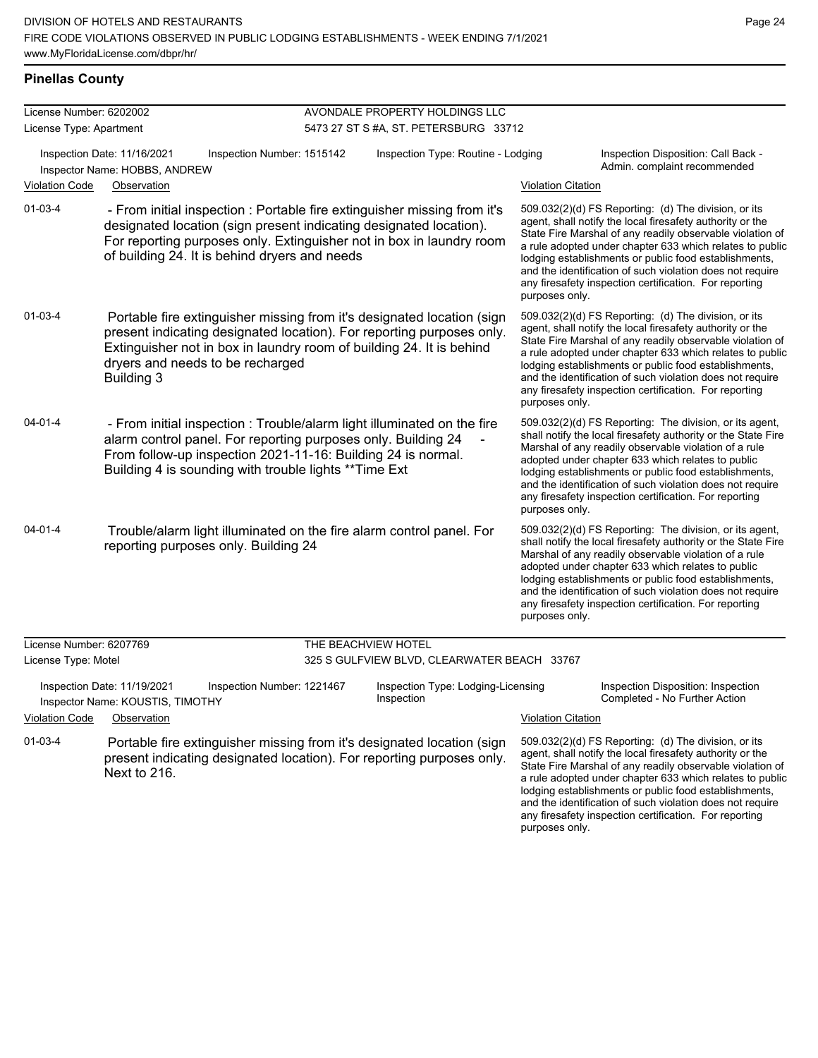## Pinellas County

**License Number:** 6202002
**License Type:** Apartment
**AVONDALE PROPERTY HOLDINGS LLC**
5473 27 ST S #A, ST. PETERSBURG 33712

**Inspection Date:** 11/16/2021 | **Inspection Number:** 1515142 | **Inspection Type:** Routine - Lodging | **Inspection Disposition:** Call Back - Admin. complaint recommended
**Inspector Name:** HOBBS, ANDREW

| Violation Code | Observation | Violation Citation |
| --- | --- | --- |
| 01-03-4 | - From initial inspection : Portable fire extinguisher missing from it's designated location (sign present indicating designated location). For reporting purposes only. Extinguisher not in box in laundry room of building 24. It is behind dryers and needs | 509.032(2)(d) FS Reporting: (d) The division, or its agent, shall notify the local firesafety authority or the State Fire Marshal of any readily observable violation of a rule adopted under chapter 633 which relates to public lodging establishments or public food establishments, and the identification of such violation does not require any firesafety inspection certification. For reporting purposes only. |
| 01-03-4 | Portable fire extinguisher missing from it's designated location (sign present indicating designated location). For reporting purposes only. Extinguisher not in box in laundry room of building 24. It is behind dryers and needs to be recharged Building 3 | 509.032(2)(d) FS Reporting: (d) The division, or its agent, shall notify the local firesafety authority or the State Fire Marshal of any readily observable violation of a rule adopted under chapter 633 which relates to public lodging establishments or public food establishments, and the identification of such violation does not require any firesafety inspection certification. For reporting purposes only. |
| 04-01-4 | - From initial inspection : Trouble/alarm light illuminated on the fire alarm control panel. For reporting purposes only. Building 24 - From follow-up inspection 2021-11-16: Building 24 is normal. Building 4 is sounding with trouble lights **Time Ext | 509.032(2)(d) FS Reporting: The division, or its agent, shall notify the local firesafety authority or the State Fire Marshal of any readily observable violation of a rule adopted under chapter 633 which relates to public lodging establishments or public food establishments, and the identification of such violation does not require any firesafety inspection certification. For reporting purposes only. |
| 04-01-4 | Trouble/alarm light illuminated on the fire alarm control panel. For reporting purposes only. Building 24 | 509.032(2)(d) FS Reporting: The division, or its agent, shall notify the local firesafety authority or the State Fire Marshal of any readily observable violation of a rule adopted under chapter 633 which relates to public lodging establishments or public food establishments, and the identification of such violation does not require any firesafety inspection certification. For reporting purposes only. |

**License Number:** 6207769
**License Type:** Motel
**THE BEACHVIEW HOTEL**
325 S GULFVIEW BLVD, CLEARWATER BEACH 33767

**Inspection Date:** 11/19/2021 | **Inspection Number:** 1221467 | **Inspection Type:** Lodging-Licensing Inspection | **Inspection Disposition:** Inspection Completed - No Further Action
**Inspector Name:** KOUSTIS, TIMOTHY

| Violation Code | Observation | Violation Citation |
| --- | --- | --- |
| 01-03-4 | Portable fire extinguisher missing from it's designated location (sign present indicating designated location). For reporting purposes only. Next to 216. | 509.032(2)(d) FS Reporting: (d) The division, or its agent, shall notify the local firesafety authority or the State Fire Marshal of any readily observable violation of a rule adopted under chapter 633 which relates to public lodging establishments or public food establishments, and the identification of such violation does not require any firesafety inspection certification. For reporting purposes only. |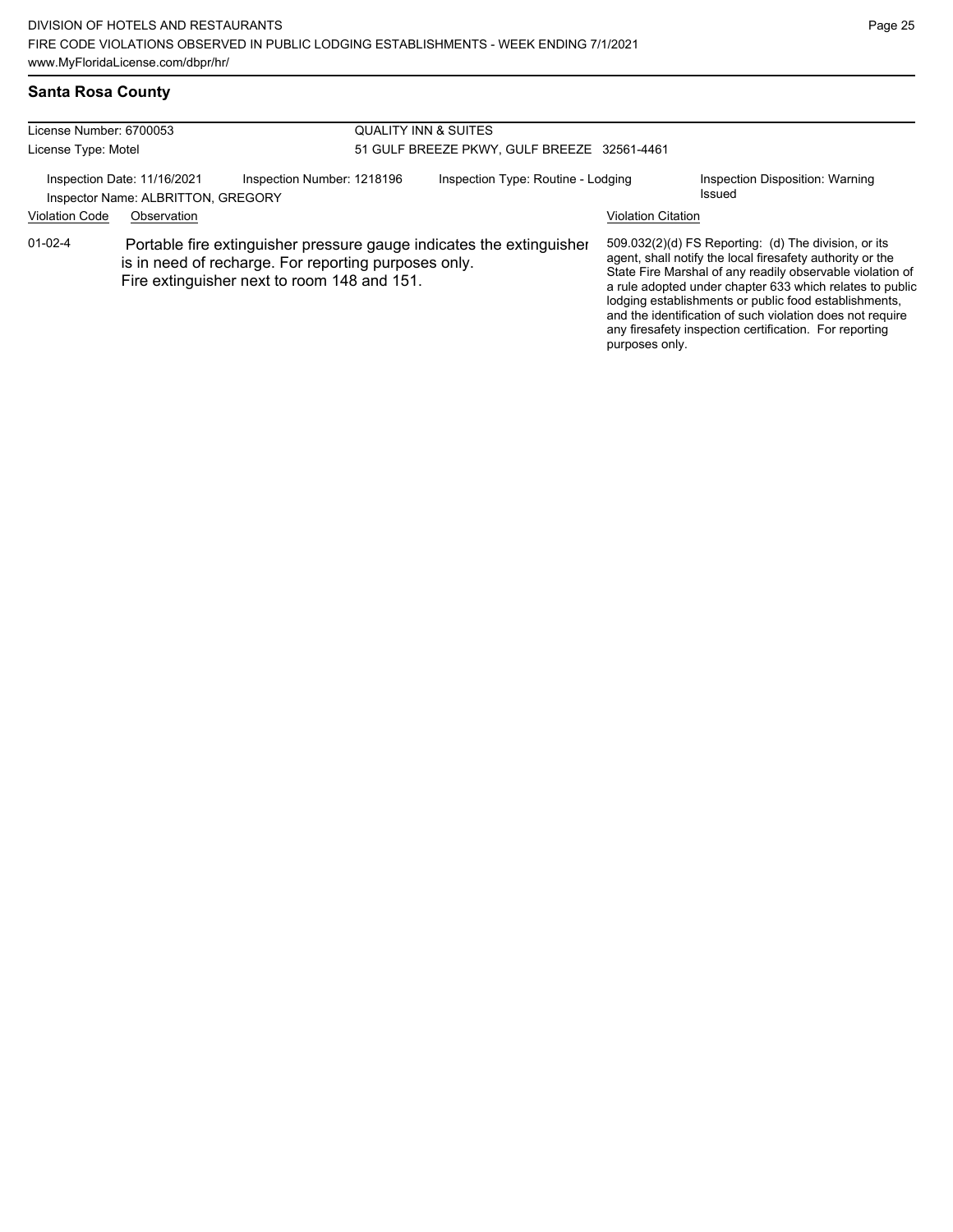## Santa Rosa County

License Number: 6700053
License Type: Motel

QUALITY INN & SUITES
51 GULF BREEZE PKWY, GULF BREEZE 32561-4461

Inspection Date: 11/16/2021
Inspector Name: ALBRITTON, GREGORY
Inspection Number: 1218196
Inspection Type: Routine - Lodging
Inspection Disposition: Warning Issued

| Violation Code | Observation | Violation Citation |
| --- | --- | --- |
| 01-02-4 | Portable fire extinguisher pressure gauge indicates the extinguisher is in need of recharge. For reporting purposes only. Fire extinguisher next to room 148 and 151. | 509.032(2)(d) FS Reporting: (d) The division, or its agent, shall notify the local firesafety authority or the State Fire Marshal of any readily observable violation of a rule adopted under chapter 633 which relates to public lodging establishments or public food establishments, and the identification of such violation does not require any firesafety inspection certification. For reporting purposes only. |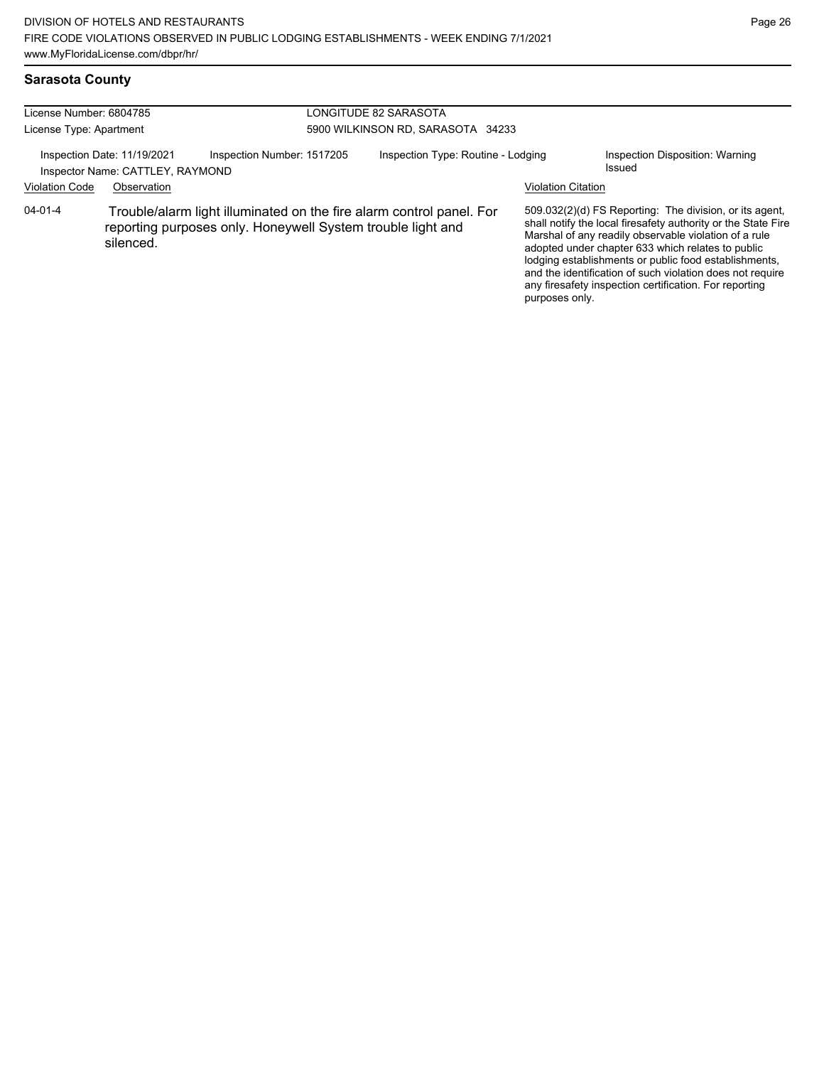## Sarasota County

License Number: 6804785
License Type: Apartment

LONGITUDE 82 SARASOTA
5900 WILKINSON RD, SARASOTA 34233

Inspection Date: 11/19/2021
Inspector Name: CATTLEY, RAYMOND
Inspection Number: 1517205
Inspection Type: Routine - Lodging
Inspection Disposition: Warning Issued

| Violation Code | Observation | Violation Citation |
|---|---|---|
| 04-01-4 | Trouble/alarm light illuminated on the fire alarm control panel. For reporting purposes only. Honeywell System trouble light and silenced. | 509.032(2)(d) FS Reporting: The division, or its agent, shall notify the local firesafety authority or the State Fire Marshal of any readily observable violation of a rule adopted under chapter 633 which relates to public lodging establishments or public food establishments, and the identification of such violation does not require any firesafety inspection certification. For reporting purposes only. |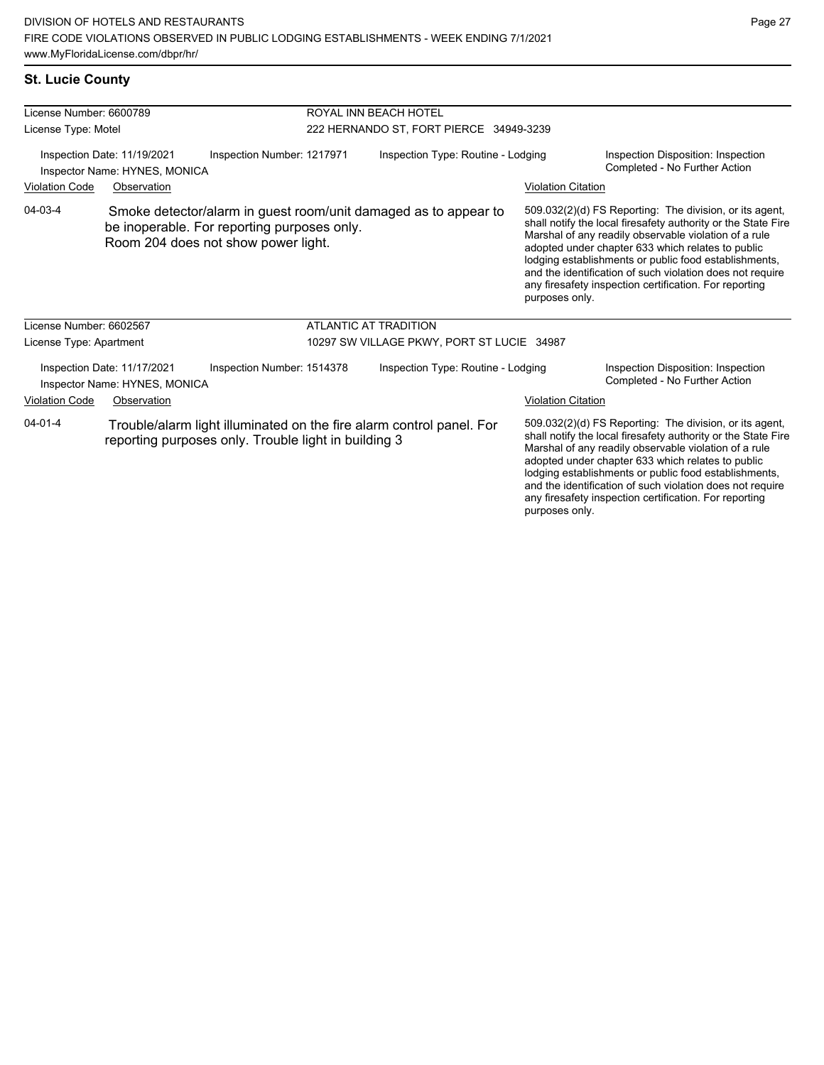## St. Lucie County

| License Number: 6600789 | | ROYAL INN BEACH HOTEL | |
|---|---|---|---|
| License Type: Motel | | 222 HERNANDO ST, FORT PIERCE 34949-3239 | |
| Inspection Date: 11/19/2021<br>Inspector Name: HYNES, MONICA | Inspection Number: 1217971 | Inspection Type: Routine - Lodging | Inspection Disposition: Inspection Completed - No Further Action |

| Violation Code | Observation | Violation Citation |
|---|---|---|
| 04-03-4 | Smoke detector/alarm in guest room/unit damaged as to appear to be inoperable. For reporting purposes only. Room 204 does not show power light. | 509.032(2)(d) FS Reporting: The division, or its agent, shall notify the local firesafety authority or the State Fire Marshal of any readily observable violation of a rule adopted under chapter 633 which relates to public lodging establishments or public food establishments, and the identification of such violation does not require any firesafety inspection certification. For reporting purposes only. |

| License Number: 6602567 | | ATLANTIC AT TRADITION | |
|---|---|---|---|
| License Type: Apartment | | 10297 SW VILLAGE PKWY, PORT ST LUCIE 34987 | |
| Inspection Date: 11/17/2021<br>Inspector Name: HYNES, MONICA | Inspection Number: 1514378 | Inspection Type: Routine - Lodging | Inspection Disposition: Inspection Completed - No Further Action |

| Violation Code | Observation | Violation Citation |
|---|---|---|
| 04-01-4 | Trouble/alarm light illuminated on the fire alarm control panel. For reporting purposes only. Trouble light in building 3 | 509.032(2)(d) FS Reporting: The division, or its agent, shall notify the local firesafety authority or the State Fire Marshal of any readily observable violation of a rule adopted under chapter 633 which relates to public lodging establishments or public food establishments, and the identification of such violation does not require any firesafety inspection certification. For reporting purposes only. |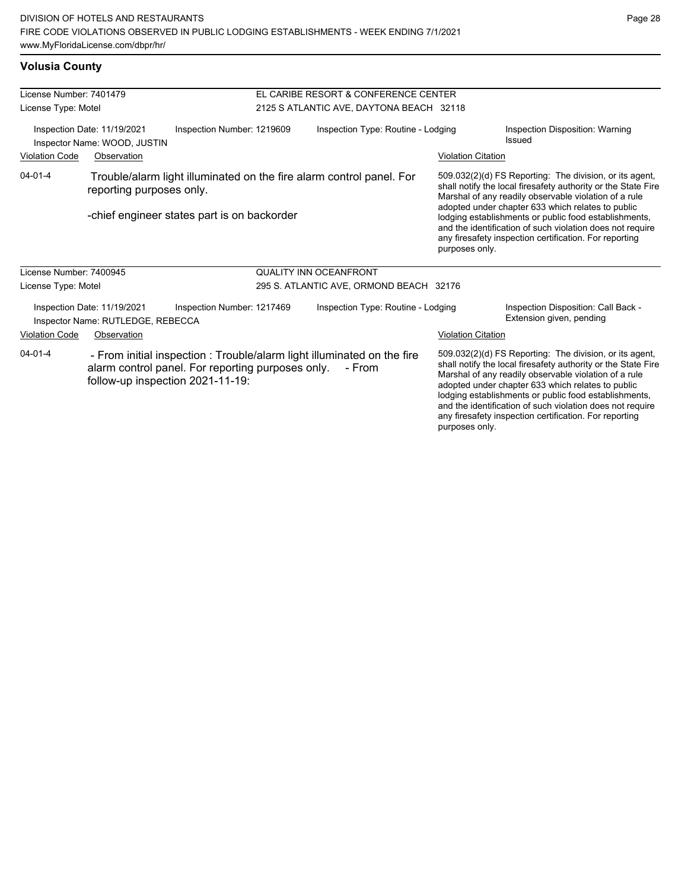## Volusia County

**License Number:** 7401479
**License Type:** Motel

**EL CARIBE RESORT & CONFERENCE CENTER**
2125 S ATLANTIC AVE, DAYTONA BEACH 32118

Inspection Date: 11/19/2021
Inspector Name: WOOD, JUSTIN
Inspection Number: 1219609
Inspection Type: Routine - Lodging
Inspection Disposition: Warning Issued

| Violation Code | Observation | Violation Citation |
|---|---|---|
| 04-01-4 | Trouble/alarm light illuminated on the fire alarm control panel. For reporting purposes only. -chief engineer states part is on backorder | 509.032(2)(d) FS Reporting: The division, or its agent, shall notify the local firesafety authority or the State Fire Marshal of any readily observable violation of a rule adopted under chapter 633 which relates to public lodging establishments or public food establishments, and the identification of such violation does not require any firesafety inspection certification. For reporting purposes only. |

**License Number:** 7400945
**License Type:** Motel

**QUALITY INN OCEANFRONT**
295 S. ATLANTIC AVE, ORMOND BEACH 32176

Inspection Date: 11/19/2021
Inspector Name: RUTLEDGE, REBECCA
Inspection Number: 1217469
Inspection Type: Routine - Lodging
Inspection Disposition: Call Back - Extension given, pending

| Violation Code | Observation | Violation Citation |
|---|---|---|
| 04-01-4 | - From initial inspection : Trouble/alarm light illuminated on the fire alarm control panel. For reporting purposes only. - From follow-up inspection 2021-11-19: | 509.032(2)(d) FS Reporting: The division, or its agent, shall notify the local firesafety authority or the State Fire Marshal of any readily observable violation of a rule adopted under chapter 633 which relates to public lodging establishments or public food establishments, and the identification of such violation does not require any firesafety inspection certification. For reporting purposes only. |